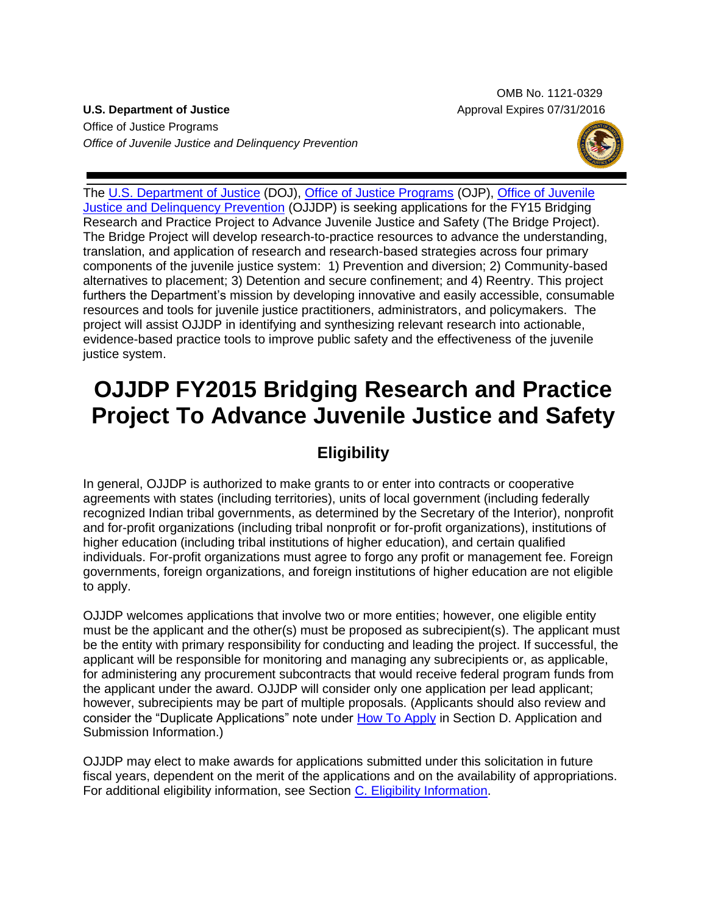OMB No. 1121-0329
Approval Expires 07/31/2016

**U.S. Department of Justice**
Office of Justice Programs
*Office of Juvenile Justice and Delinquency Prevention*

The U.S. Department of Justice (DOJ), Office of Justice Programs (OJP), Office of Juvenile Justice and Delinquency Prevention (OJJDP) is seeking applications for the FY15 Bridging Research and Practice Project to Advance Juvenile Justice and Safety (The Bridge Project). The Bridge Project will develop research-to-practice resources to advance the understanding, translation, and application of research and research-based strategies across four primary components of the juvenile justice system: 1) Prevention and diversion; 2) Community-based alternatives to placement; 3) Detention and secure confinement; and 4) Reentry. This project furthers the Department's mission by developing innovative and easily accessible, consumable resources and tools for juvenile justice practitioners, administrators, and policymakers. The project will assist OJJDP in identifying and synthesizing relevant research into actionable, evidence-based practice tools to improve public safety and the effectiveness of the juvenile justice system.

# OJJDP FY2015 Bridging Research and Practice Project To Advance Juvenile Justice and Safety

## Eligibility

In general, OJJDP is authorized to make grants to or enter into contracts or cooperative agreements with states (including territories), units of local government (including federally recognized Indian tribal governments, as determined by the Secretary of the Interior), nonprofit and for-profit organizations (including tribal nonprofit or for-profit organizations), institutions of higher education (including tribal institutions of higher education), and certain qualified individuals. For-profit organizations must agree to forgo any profit or management fee. Foreign governments, foreign organizations, and foreign institutions of higher education are not eligible to apply.

OJJDP welcomes applications that involve two or more entities; however, one eligible entity must be the applicant and the other(s) must be proposed as subrecipient(s). The applicant must be the entity with primary responsibility for conducting and leading the project. If successful, the applicant will be responsible for monitoring and managing any subrecipients or, as applicable, for administering any procurement subcontracts that would receive federal program funds from the applicant under the award. OJJDP will consider only one application per lead applicant; however, subrecipients may be part of multiple proposals. (Applicants should also review and consider the "Duplicate Applications" note under How To Apply in Section D. Application and Submission Information.)

OJJDP may elect to make awards for applications submitted under this solicitation in future fiscal years, dependent on the merit of the applications and on the availability of appropriations. For additional eligibility information, see Section C. Eligibility Information.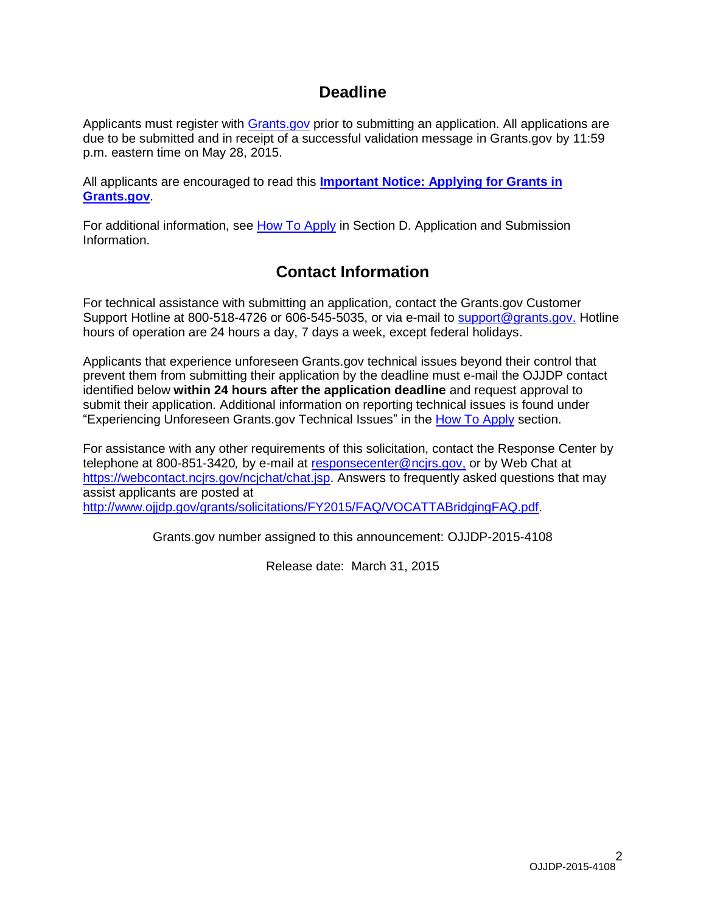## Deadline

Applicants must register with Grants.gov prior to submitting an application. All applications are due to be submitted and in receipt of a successful validation message in Grants.gov by 11:59 p.m. eastern time on May 28, 2015.

All applicants are encouraged to read this **Important Notice: Applying for Grants in Grants.gov**.

For additional information, see How To Apply in Section D. Application and Submission Information.

## Contact Information

For technical assistance with submitting an application, contact the Grants.gov Customer Support Hotline at 800-518-4726 or 606-545-5035, or via e-mail to support@grants.gov. Hotline hours of operation are 24 hours a day, 7 days a week, except federal holidays.

Applicants that experience unforeseen Grants.gov technical issues beyond their control that prevent them from submitting their application by the deadline must e-mail the OJJDP contact identified below **within 24 hours after the application deadline** and request approval to submit their application. Additional information on reporting technical issues is found under "Experiencing Unforeseen Grants.gov Technical Issues" in the How To Apply section.

For assistance with any other requirements of this solicitation, contact the Response Center by telephone at 800-851-3420, by e-mail at responsecenter@ncjrs.gov, or by Web Chat at https://webcontact.ncjrs.gov/ncjchat/chat.jsp. Answers to frequently asked questions that may assist applicants are posted at http://www.ojjdp.gov/grants/solicitations/FY2015/FAQ/VOCATTABridgingFAQ.pdf.

Grants.gov number assigned to this announcement: OJJDP-2015-4108

Release date: March 31, 2015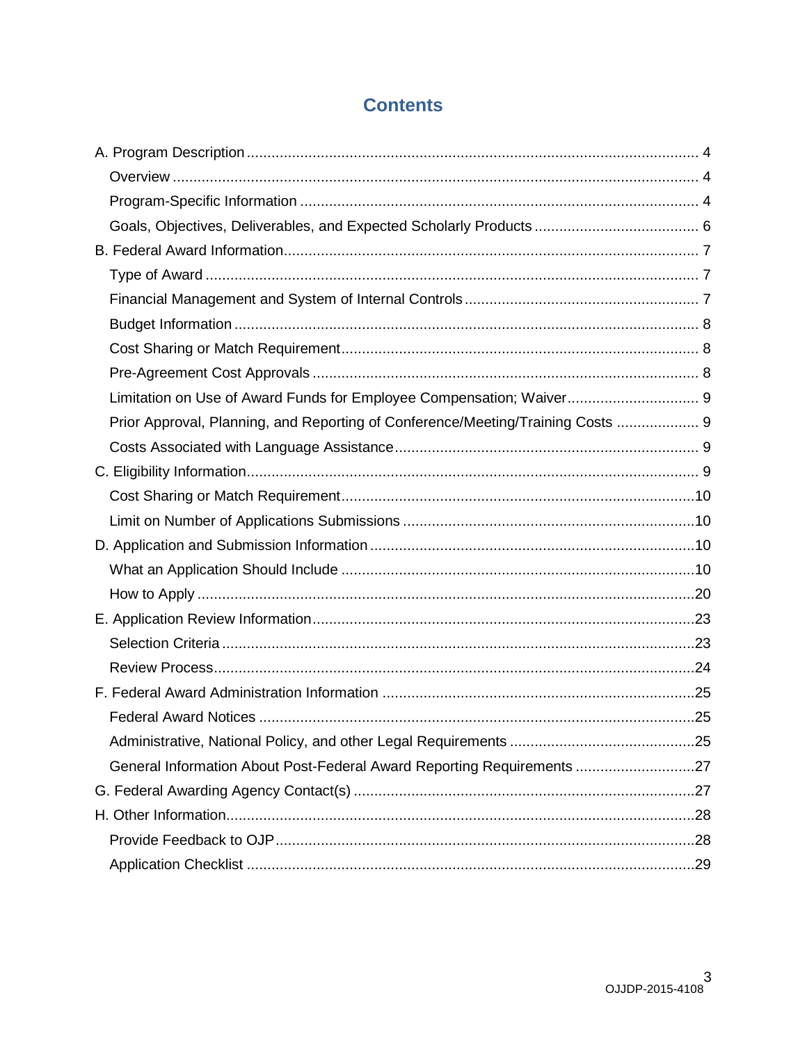# Contents

- A. Program Description ... 4
  - Overview ... 4
  - Program-Specific Information ... 4
  - Goals, Objectives, Deliverables, and Expected Scholarly Products ... 6
- B. Federal Award Information ... 7
  - Type of Award ... 7
  - Financial Management and System of Internal Controls ... 7
  - Budget Information ... 8
  - Cost Sharing or Match Requirement ... 8
  - Pre-Agreement Cost Approvals ... 8
  - Limitation on Use of Award Funds for Employee Compensation; Waiver ... 9
  - Prior Approval, Planning, and Reporting of Conference/Meeting/Training Costs ... 9
  - Costs Associated with Language Assistance ... 9
- C. Eligibility Information ... 9
  - Cost Sharing or Match Requirement ... 10
  - Limit on Number of Applications Submissions ... 10
- D. Application and Submission Information ... 10
  - What an Application Should Include ... 10
  - How to Apply ... 20
- E. Application Review Information ... 23
  - Selection Criteria ... 23
  - Review Process ... 24
- F. Federal Award Administration Information ... 25
  - Federal Award Notices ... 25
  - Administrative, National Policy, and other Legal Requirements ... 25
  - General Information About Post-Federal Award Reporting Requirements ... 27
- G. Federal Awarding Agency Contact(s) ... 27
- H. Other Information ... 28
  - Provide Feedback to OJP ... 28
  - Application Checklist ... 29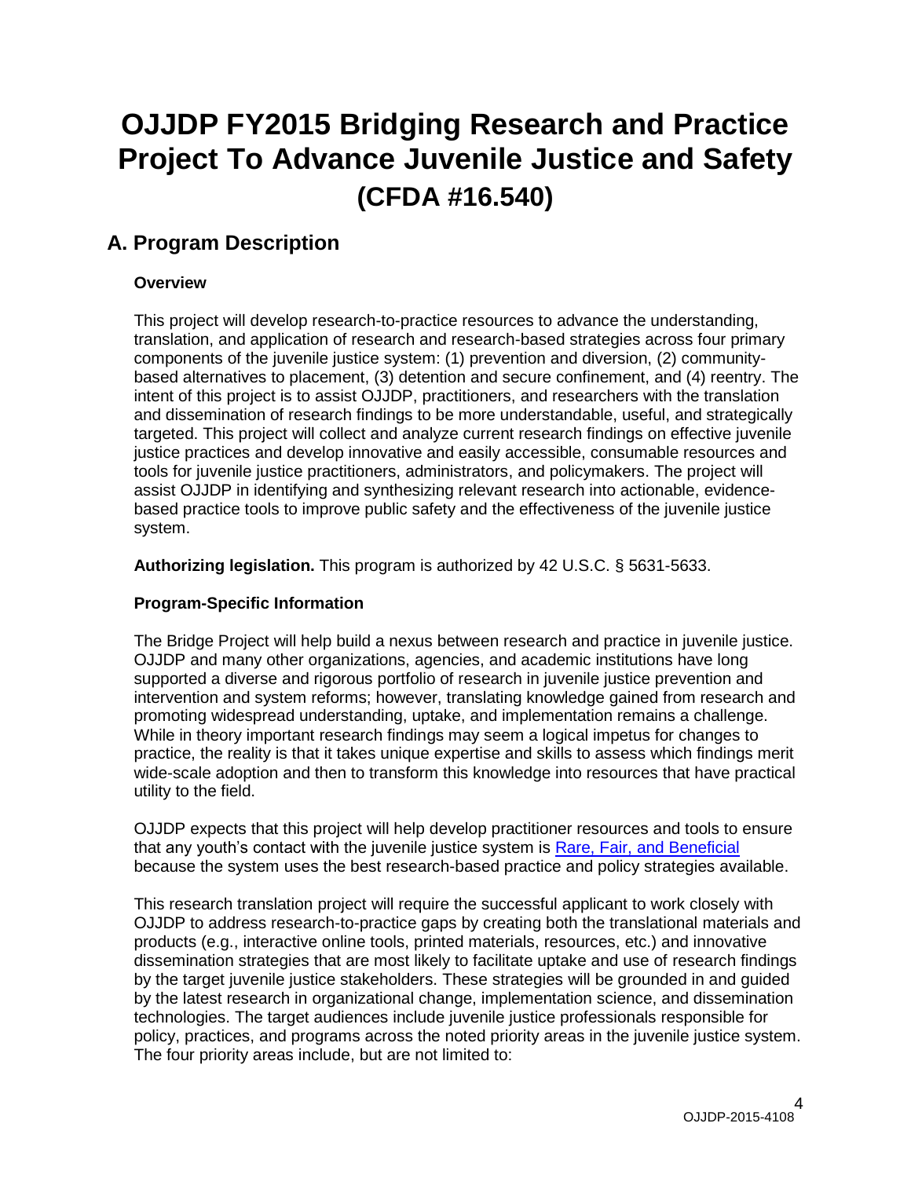# OJJDP FY2015 Bridging Research and Practice Project To Advance Juvenile Justice and Safety (CFDA #16.540)

## A. Program Description

### Overview

This project will develop research-to-practice resources to advance the understanding, translation, and application of research and research-based strategies across four primary components of the juvenile justice system: (1) prevention and diversion, (2) community-based alternatives to placement, (3) detention and secure confinement, and (4) reentry. The intent of this project is to assist OJJDP, practitioners, and researchers with the translation and dissemination of research findings to be more understandable, useful, and strategically targeted. This project will collect and analyze current research findings on effective juvenile justice practices and develop innovative and easily accessible, consumable resources and tools for juvenile justice practitioners, administrators, and policymakers. The project will assist OJJDP in identifying and synthesizing relevant research into actionable, evidence-based practice tools to improve public safety and the effectiveness of the juvenile justice system.

**Authorizing legislation.** This program is authorized by 42 U.S.C. § 5631-5633.

### Program-Specific Information

The Bridge Project will help build a nexus between research and practice in juvenile justice. OJJDP and many other organizations, agencies, and academic institutions have long supported a diverse and rigorous portfolio of research in juvenile justice prevention and intervention and system reforms; however, translating knowledge gained from research and promoting widespread understanding, uptake, and implementation remains a challenge. While in theory important research findings may seem a logical impetus for changes to practice, the reality is that it takes unique expertise and skills to assess which findings merit wide-scale adoption and then to transform this knowledge into resources that have practical utility to the field.

OJJDP expects that this project will help develop practitioner resources and tools to ensure that any youth's contact with the juvenile justice system is Rare, Fair, and Beneficial because the system uses the best research-based practice and policy strategies available.

This research translation project will require the successful applicant to work closely with OJJDP to address research-to-practice gaps by creating both the translational materials and products (e.g., interactive online tools, printed materials, resources, etc.) and innovative dissemination strategies that are most likely to facilitate uptake and use of research findings by the target juvenile justice stakeholders. These strategies will be grounded in and guided by the latest research in organizational change, implementation science, and dissemination technologies. The target audiences include juvenile justice professionals responsible for policy, practices, and programs across the noted priority areas in the juvenile justice system. The four priority areas include, but are not limited to: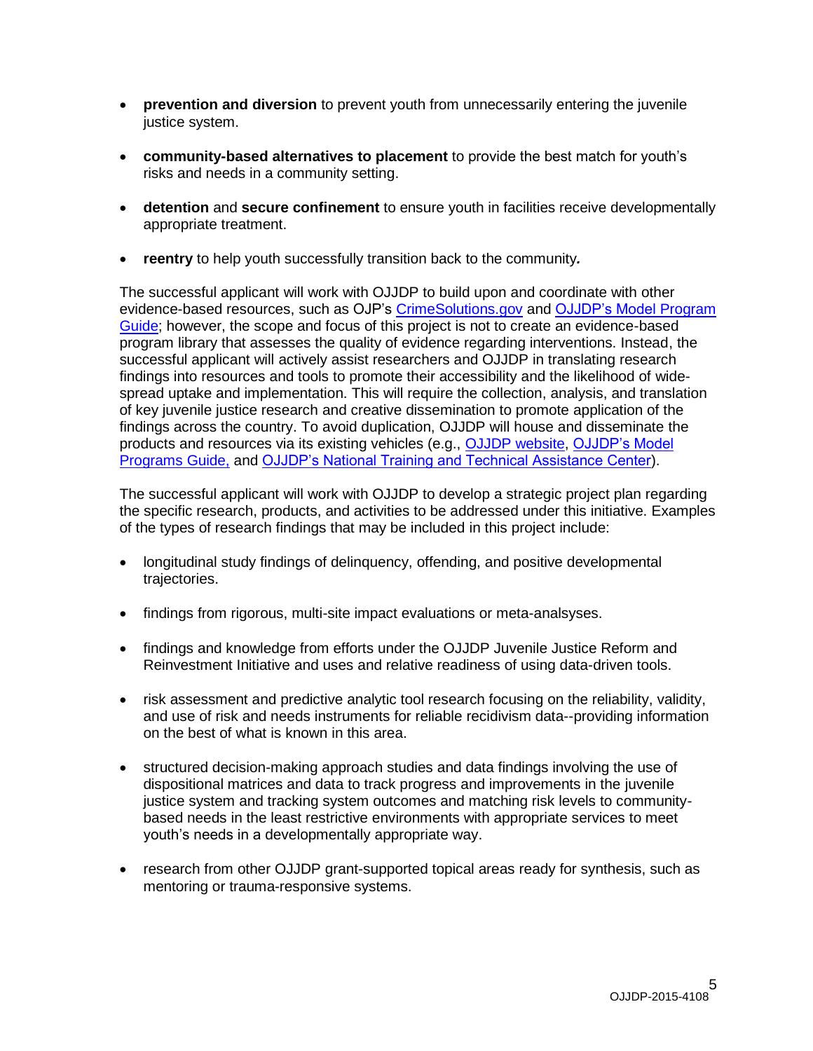- **prevention and diversion** to prevent youth from unnecessarily entering the juvenile justice system.

- **community-based alternatives to placement** to provide the best match for youth's risks and needs in a community setting.

- **detention** and **secure confinement** to ensure youth in facilities receive developmentally appropriate treatment.

- **reentry** to help youth successfully transition back to the community*.*

The successful applicant will work with OJJDP to build upon and coordinate with other evidence-based resources, such as OJP's CrimeSolutions.gov and OJJDP's Model Program Guide; however, the scope and focus of this project is not to create an evidence-based program library that assesses the quality of evidence regarding interventions. Instead, the successful applicant will actively assist researchers and OJJDP in translating research findings into resources and tools to promote their accessibility and the likelihood of wide-spread uptake and implementation. This will require the collection, analysis, and translation of key juvenile justice research and creative dissemination to promote application of the findings across the country. To avoid duplication, OJJDP will house and disseminate the products and resources via its existing vehicles (e.g., OJJDP website, OJJDP's Model Programs Guide, and OJJDP's National Training and Technical Assistance Center).

The successful applicant will work with OJJDP to develop a strategic project plan regarding the specific research, products, and activities to be addressed under this initiative. Examples of the types of research findings that may be included in this project include:

- longitudinal study findings of delinquency, offending, and positive developmental trajectories.

- findings from rigorous, multi-site impact evaluations or meta-analsyses.

- findings and knowledge from efforts under the OJJDP Juvenile Justice Reform and Reinvestment Initiative and uses and relative readiness of using data-driven tools.

- risk assessment and predictive analytic tool research focusing on the reliability, validity, and use of risk and needs instruments for reliable recidivism data--providing information on the best of what is known in this area.

- structured decision-making approach studies and data findings involving the use of dispositional matrices and data to track progress and improvements in the juvenile justice system and tracking system outcomes and matching risk levels to community-based needs in the least restrictive environments with appropriate services to meet youth's needs in a developmentally appropriate way.

- research from other OJJDP grant-supported topical areas ready for synthesis, such as mentoring or trauma-responsive systems.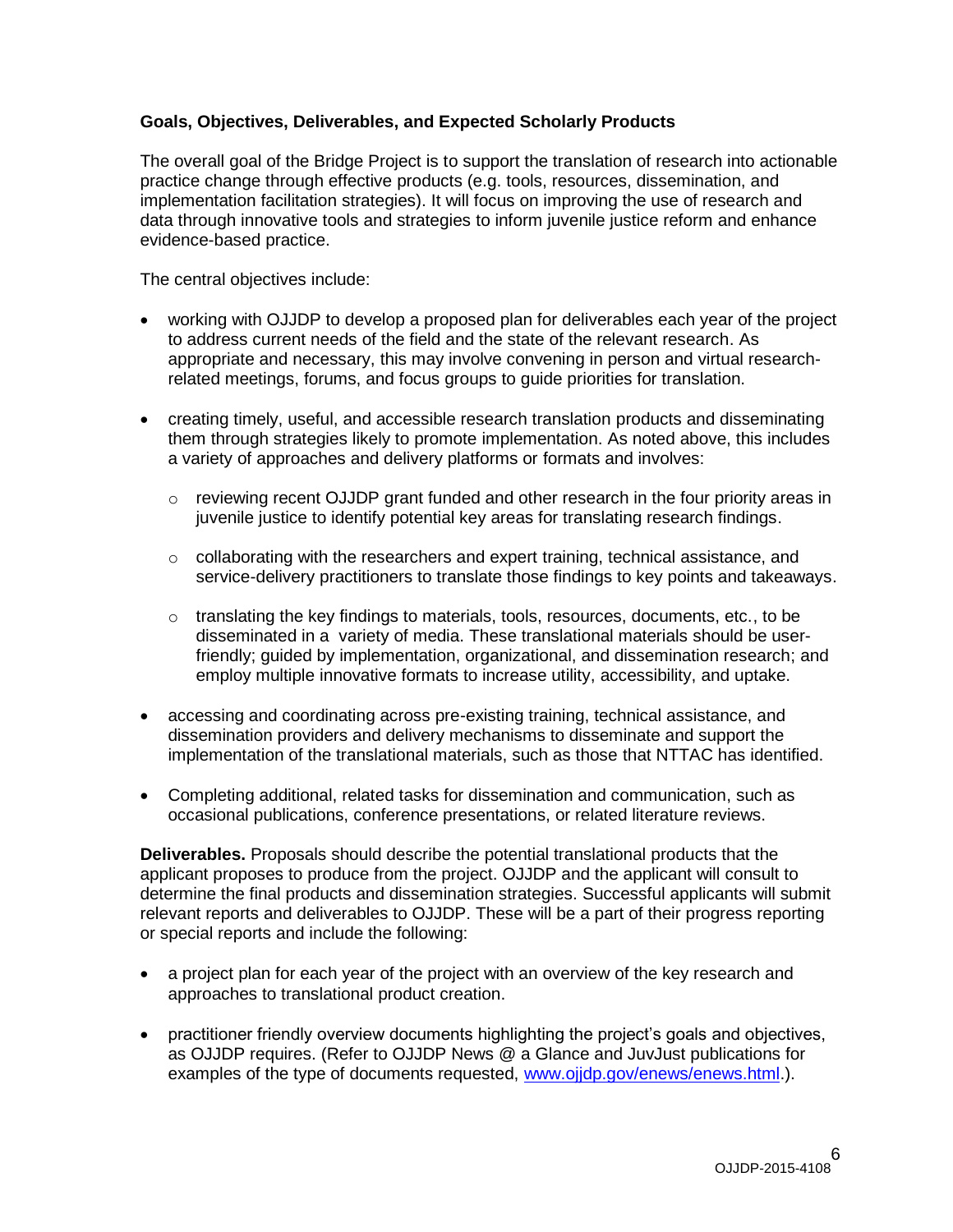### Goals, Objectives, Deliverables, and Expected Scholarly Products

The overall goal of the Bridge Project is to support the translation of research into actionable practice change through effective products (e.g. tools, resources, dissemination, and implementation facilitation strategies). It will focus on improving the use of research and data through innovative tools and strategies to inform juvenile justice reform and enhance evidence-based practice.

The central objectives include:

- working with OJJDP to develop a proposed plan for deliverables each year of the project to address current needs of the field and the state of the relevant research. As appropriate and necessary, this may involve convening in person and virtual research-related meetings, forums, and focus groups to guide priorities for translation.

- creating timely, useful, and accessible research translation products and disseminating them through strategies likely to promote implementation. As noted above, this includes a variety of approaches and delivery platforms or formats and involves:

  - reviewing recent OJJDP grant funded and other research in the four priority areas in juvenile justice to identify potential key areas for translating research findings.

  - collaborating with the researchers and expert training, technical assistance, and service-delivery practitioners to translate those findings to key points and takeaways.

  - translating the key findings to materials, tools, resources, documents, etc., to be disseminated in a variety of media. These translational materials should be user-friendly; guided by implementation, organizational, and dissemination research; and employ multiple innovative formats to increase utility, accessibility, and uptake.

- accessing and coordinating across pre-existing training, technical assistance, and dissemination providers and delivery mechanisms to disseminate and support the implementation of the translational materials, such as those that NTTAC has identified.

- Completing additional, related tasks for dissemination and communication, such as occasional publications, conference presentations, or related literature reviews.

**Deliverables.** Proposals should describe the potential translational products that the applicant proposes to produce from the project. OJJDP and the applicant will consult to determine the final products and dissemination strategies. Successful applicants will submit relevant reports and deliverables to OJJDP. These will be a part of their progress reporting or special reports and include the following:

- a project plan for each year of the project with an overview of the key research and approaches to translational product creation.

- practitioner friendly overview documents highlighting the project's goals and objectives, as OJJDP requires. (Refer to OJJDP News @ a Glance and JuvJust publications for examples of the type of documents requested, [www.ojjdp.gov/enews/enews.html](www.ojjdp.gov/enews/enews.html).).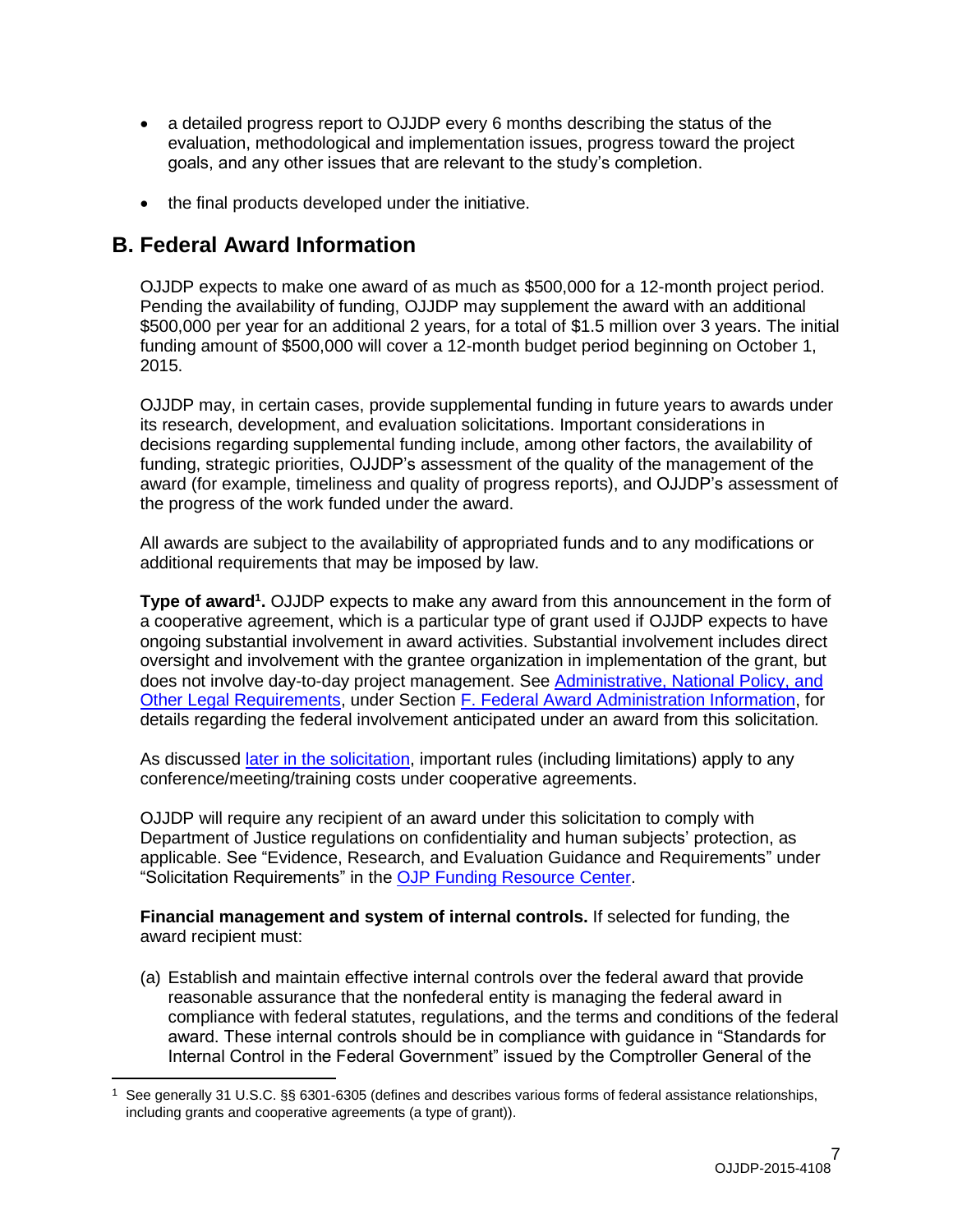- a detailed progress report to OJJDP every 6 months describing the status of the evaluation, methodological and implementation issues, progress toward the project goals, and any other issues that are relevant to the study's completion.
- the final products developed under the initiative.

## B. Federal Award Information

OJJDP expects to make one award of as much as $500,000 for a 12-month project period. Pending the availability of funding, OJJDP may supplement the award with an additional $500,000 per year for an additional 2 years, for a total of $1.5 million over 3 years. The initial funding amount of $500,000 will cover a 12-month budget period beginning on October 1, 2015.

OJJDP may, in certain cases, provide supplemental funding in future years to awards under its research, development, and evaluation solicitations. Important considerations in decisions regarding supplemental funding include, among other factors, the availability of funding, strategic priorities, OJJDP's assessment of the quality of the management of the award (for example, timeliness and quality of progress reports), and OJJDP's assessment of the progress of the work funded under the award.

All awards are subject to the availability of appropriated funds and to any modifications or additional requirements that may be imposed by law.

**Type of award[1].** OJJDP expects to make any award from this announcement in the form of a cooperative agreement, which is a particular type of grant used if OJJDP expects to have ongoing substantial involvement in award activities. Substantial involvement includes direct oversight and involvement with the grantee organization in implementation of the grant, but does not involve day-to-day project management. See Administrative, National Policy, and Other Legal Requirements, under Section F. Federal Award Administration Information, for details regarding the federal involvement anticipated under an award from this solicitation.

As discussed later in the solicitation, important rules (including limitations) apply to any conference/meeting/training costs under cooperative agreements.

OJJDP will require any recipient of an award under this solicitation to comply with Department of Justice regulations on confidentiality and human subjects' protection, as applicable. See "Evidence, Research, and Evaluation Guidance and Requirements" under "Solicitation Requirements" in the OJP Funding Resource Center.

**Financial management and system of internal controls.** If selected for funding, the award recipient must:

(a) Establish and maintain effective internal controls over the federal award that provide reasonable assurance that the nonfederal entity is managing the federal award in compliance with federal statutes, regulations, and the terms and conditions of the federal award. These internal controls should be in compliance with guidance in "Standards for Internal Control in the Federal Government" issued by the Comptroller General of the

[1] See generally 31 U.S.C. §§ 6301-6305 (defines and describes various forms of federal assistance relationships, including grants and cooperative agreements (a type of grant)).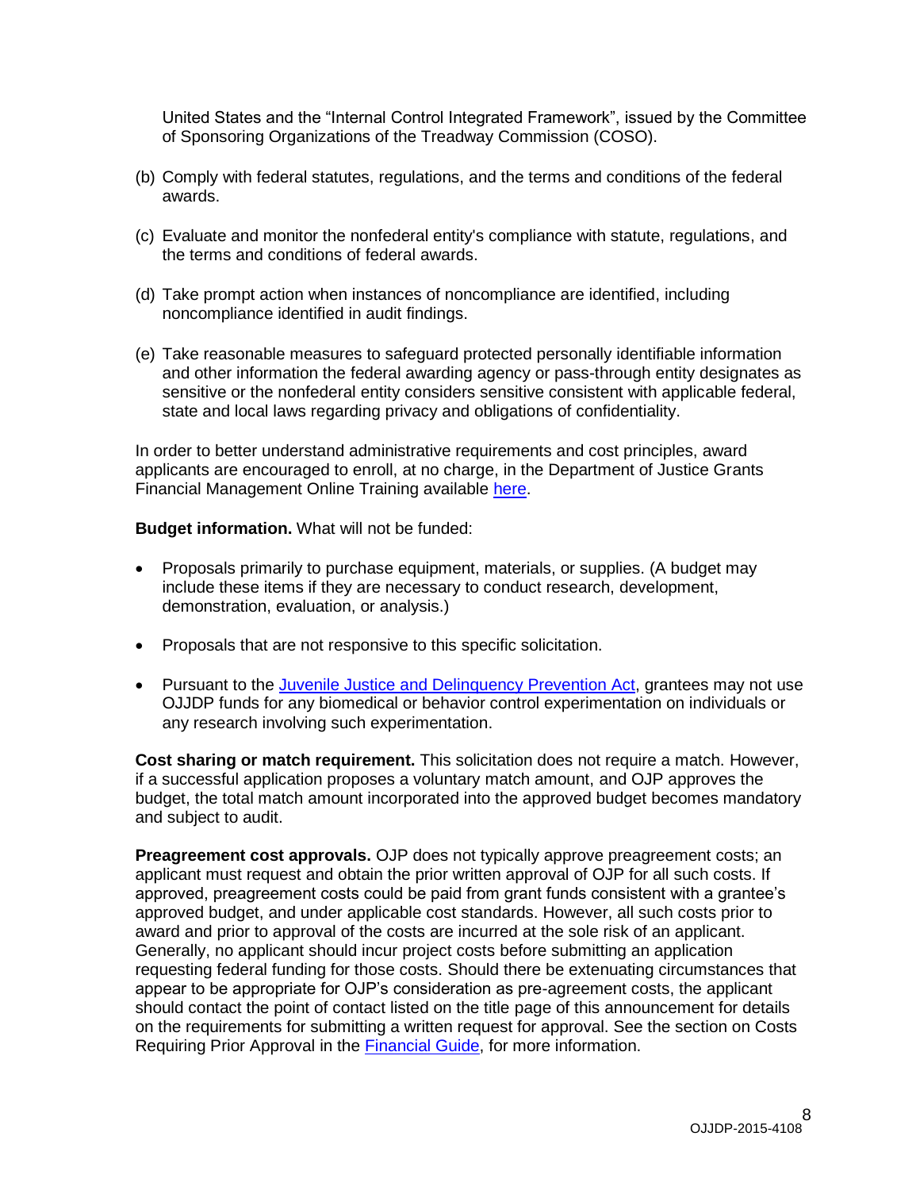United States and the “Internal Control Integrated Framework”, issued by the Committee of Sponsoring Organizations of the Treadway Commission (COSO).

(b) Comply with federal statutes, regulations, and the terms and conditions of the federal awards.

(c) Evaluate and monitor the nonfederal entity's compliance with statute, regulations, and the terms and conditions of federal awards.

(d) Take prompt action when instances of noncompliance are identified, including noncompliance identified in audit findings.

(e) Take reasonable measures to safeguard protected personally identifiable information and other information the federal awarding agency or pass-through entity designates as sensitive or the nonfederal entity considers sensitive consistent with applicable federal, state and local laws regarding privacy and obligations of confidentiality.

In order to better understand administrative requirements and cost principles, award applicants are encouraged to enroll, at no charge, in the Department of Justice Grants Financial Management Online Training available here.

**Budget information.** What will not be funded:

- Proposals primarily to purchase equipment, materials, or supplies. (A budget may include these items if they are necessary to conduct research, development, demonstration, evaluation, or analysis.)
- Proposals that are not responsive to this specific solicitation.
- Pursuant to the Juvenile Justice and Delinquency Prevention Act, grantees may not use OJJDP funds for any biomedical or behavior control experimentation on individuals or any research involving such experimentation.

**Cost sharing or match requirement.** This solicitation does not require a match. However, if a successful application proposes a voluntary match amount, and OJP approves the budget, the total match amount incorporated into the approved budget becomes mandatory and subject to audit.

**Preagreement cost approvals.** OJP does not typically approve preagreement costs; an applicant must request and obtain the prior written approval of OJP for all such costs. If approved, preagreement costs could be paid from grant funds consistent with a grantee’s approved budget, and under applicable cost standards. However, all such costs prior to award and prior to approval of the costs are incurred at the sole risk of an applicant. Generally, no applicant should incur project costs before submitting an application requesting federal funding for those costs. Should there be extenuating circumstances that appear to be appropriate for OJP’s consideration as pre-agreement costs, the applicant should contact the point of contact listed on the title page of this announcement for details on the requirements for submitting a written request for approval. See the section on Costs Requiring Prior Approval in the Financial Guide, for more information.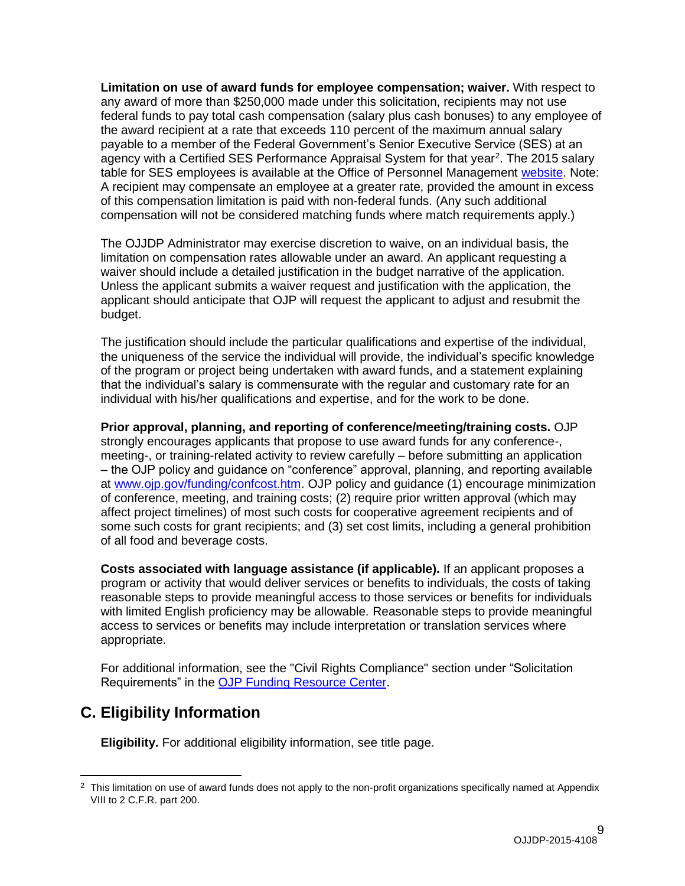**Limitation on use of award funds for employee compensation; waiver.** With respect to any award of more than $250,000 made under this solicitation, recipients may not use federal funds to pay total cash compensation (salary plus cash bonuses) to any employee of the award recipient at a rate that exceeds 110 percent of the maximum annual salary payable to a member of the Federal Government's Senior Executive Service (SES) at an agency with a Certified SES Performance Appraisal System for that year[2]. The 2015 salary table for SES employees is available at the Office of Personnel Management website. Note: A recipient may compensate an employee at a greater rate, provided the amount in excess of this compensation limitation is paid with non-federal funds. (Any such additional compensation will not be considered matching funds where match requirements apply.)

The OJJDP Administrator may exercise discretion to waive, on an individual basis, the limitation on compensation rates allowable under an award. An applicant requesting a waiver should include a detailed justification in the budget narrative of the application. Unless the applicant submits a waiver request and justification with the application, the applicant should anticipate that OJP will request the applicant to adjust and resubmit the budget.

The justification should include the particular qualifications and expertise of the individual, the uniqueness of the service the individual will provide, the individual's specific knowledge of the program or project being undertaken with award funds, and a statement explaining that the individual's salary is commensurate with the regular and customary rate for an individual with his/her qualifications and expertise, and for the work to be done.

**Prior approval, planning, and reporting of conference/meeting/training costs.** OJP strongly encourages applicants that propose to use award funds for any conference-, meeting-, or training-related activity to review carefully – before submitting an application – the OJP policy and guidance on "conference" approval, planning, and reporting available at www.ojp.gov/funding/confcost.htm. OJP policy and guidance (1) encourage minimization of conference, meeting, and training costs; (2) require prior written approval (which may affect project timelines) of most such costs for cooperative agreement recipients and of some such costs for grant recipients; and (3) set cost limits, including a general prohibition of all food and beverage costs.

**Costs associated with language assistance (if applicable).** If an applicant proposes a program or activity that would deliver services or benefits to individuals, the costs of taking reasonable steps to provide meaningful access to those services or benefits for individuals with limited English proficiency may be allowable. Reasonable steps to provide meaningful access to services or benefits may include interpretation or translation services where appropriate.

For additional information, see the "Civil Rights Compliance" section under "Solicitation Requirements" in the OJP Funding Resource Center.

## C. Eligibility Information

**Eligibility.** For additional eligibility information, see title page.

---

[2] This limitation on use of award funds does not apply to the non-profit organizations specifically named at Appendix VIII to 2 C.F.R. part 200.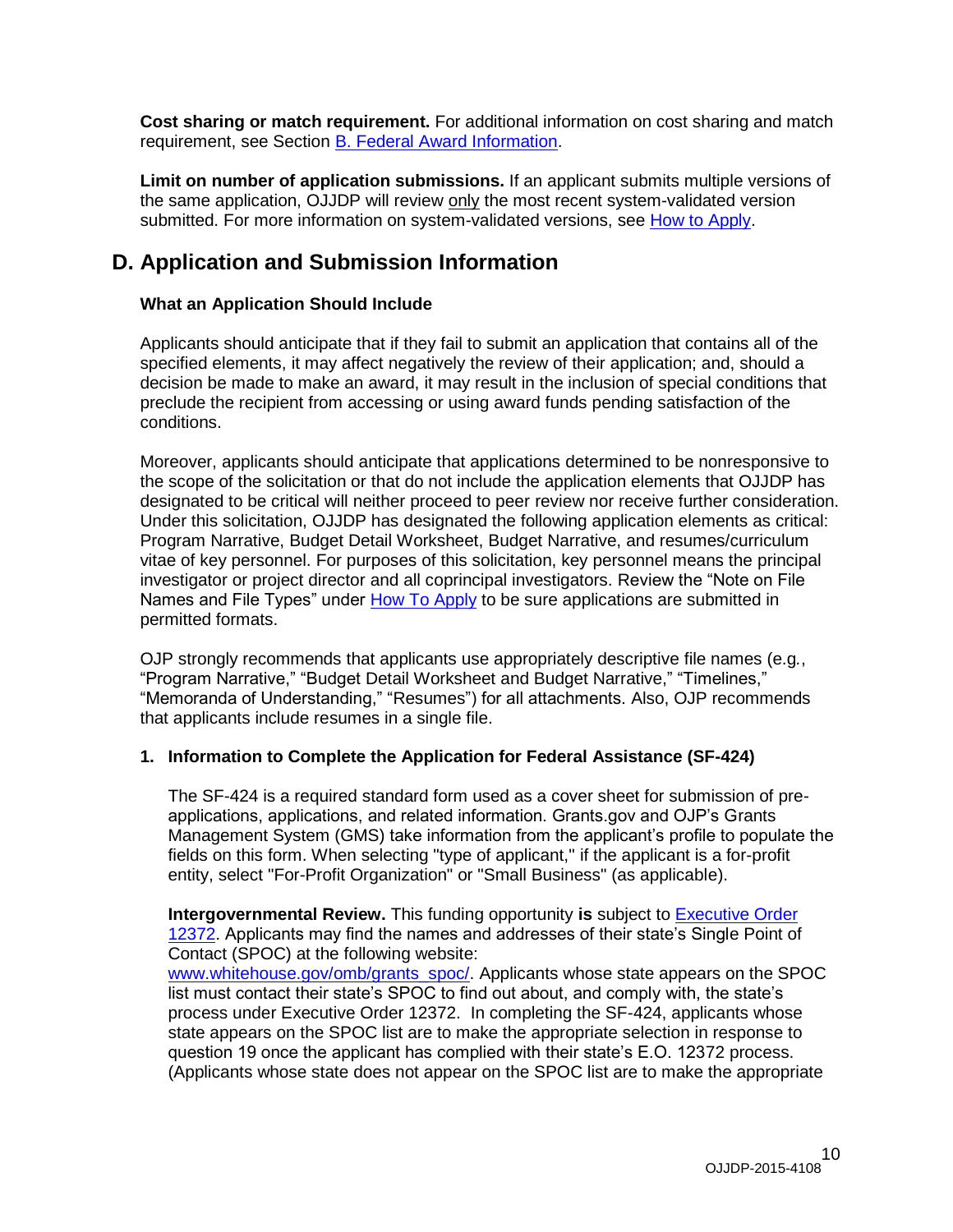**Cost sharing or match requirement.** For additional information on cost sharing and match requirement, see Section B. Federal Award Information.

**Limit on number of application submissions.** If an applicant submits multiple versions of the same application, OJJDP will review only the most recent system-validated version submitted. For more information on system-validated versions, see How to Apply.

## D. Application and Submission Information

### What an Application Should Include

Applicants should anticipate that if they fail to submit an application that contains all of the specified elements, it may affect negatively the review of their application; and, should a decision be made to make an award, it may result in the inclusion of special conditions that preclude the recipient from accessing or using award funds pending satisfaction of the conditions.

Moreover, applicants should anticipate that applications determined to be nonresponsive to the scope of the solicitation or that do not include the application elements that OJJDP has designated to be critical will neither proceed to peer review nor receive further consideration. Under this solicitation, OJJDP has designated the following application elements as critical: Program Narrative, Budget Detail Worksheet, Budget Narrative, and resumes/curriculum vitae of key personnel. For purposes of this solicitation, key personnel means the principal investigator or project director and all coprincipal investigators. Review the "Note on File Names and File Types" under How To Apply to be sure applications are submitted in permitted formats.

OJP strongly recommends that applicants use appropriately descriptive file names (e.g., "Program Narrative," "Budget Detail Worksheet and Budget Narrative," "Timelines," "Memoranda of Understanding," "Resumes") for all attachments. Also, OJP recommends that applicants include resumes in a single file.

#### 1. Information to Complete the Application for Federal Assistance (SF-424)

The SF-424 is a required standard form used as a cover sheet for submission of pre-applications, applications, and related information. Grants.gov and OJP's Grants Management System (GMS) take information from the applicant's profile to populate the fields on this form. When selecting "type of applicant," if the applicant is a for-profit entity, select "For-Profit Organization" or "Small Business" (as applicable).

**Intergovernmental Review.** This funding opportunity **is** subject to Executive Order 12372. Applicants may find the names and addresses of their state's Single Point of Contact (SPOC) at the following website: www.whitehouse.gov/omb/grants_spoc/. Applicants whose state appears on the SPOC list must contact their state's SPOC to find out about, and comply with, the state's process under Executive Order 12372. In completing the SF-424, applicants whose state appears on the SPOC list are to make the appropriate selection in response to question 19 once the applicant has complied with their state's E.O. 12372 process. (Applicants whose state does not appear on the SPOC list are to make the appropriate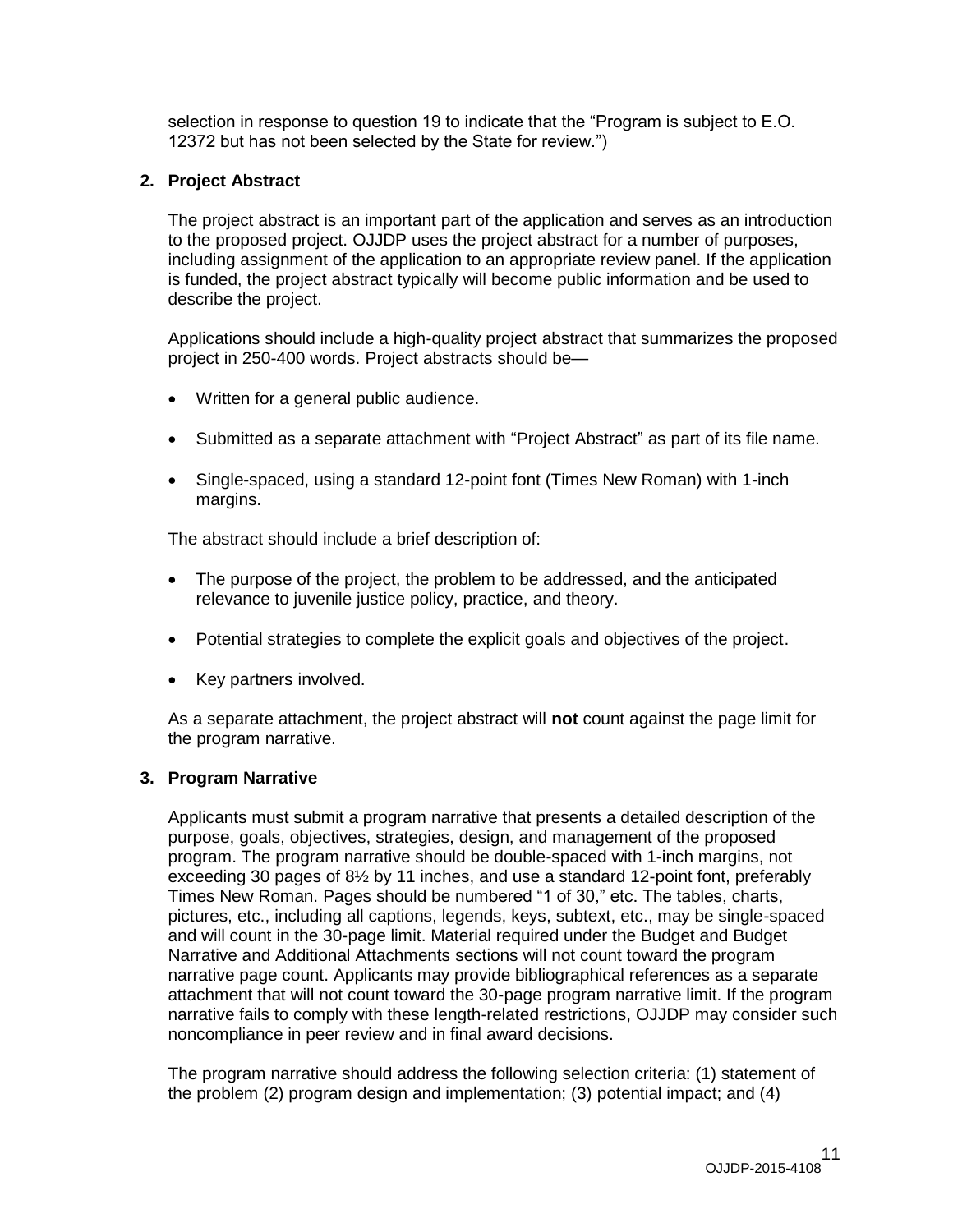selection in response to question 19 to indicate that the "Program is subject to E.O. 12372 but has not been selected by the State for review.")

**2. Project Abstract**

The project abstract is an important part of the application and serves as an introduction to the proposed project. OJJDP uses the project abstract for a number of purposes, including assignment of the application to an appropriate review panel. If the application is funded, the project abstract typically will become public information and be used to describe the project.

Applications should include a high-quality project abstract that summarizes the proposed project in 250-400 words. Project abstracts should be—

- Written for a general public audience.
- Submitted as a separate attachment with "Project Abstract" as part of its file name.
- Single-spaced, using a standard 12-point font (Times New Roman) with 1-inch margins.

The abstract should include a brief description of:

- The purpose of the project, the problem to be addressed, and the anticipated relevance to juvenile justice policy, practice, and theory.
- Potential strategies to complete the explicit goals and objectives of the project.
- Key partners involved.

As a separate attachment, the project abstract will **not** count against the page limit for the program narrative.

**3. Program Narrative**

Applicants must submit a program narrative that presents a detailed description of the purpose, goals, objectives, strategies, design, and management of the proposed program. The program narrative should be double-spaced with 1-inch margins, not exceeding 30 pages of 8½ by 11 inches, and use a standard 12-point font, preferably Times New Roman. Pages should be numbered "1 of 30," etc. The tables, charts, pictures, etc., including all captions, legends, keys, subtext, etc., may be single-spaced and will count in the 30-page limit. Material required under the Budget and Budget Narrative and Additional Attachments sections will not count toward the program narrative page count. Applicants may provide bibliographical references as a separate attachment that will not count toward the 30-page program narrative limit. If the program narrative fails to comply with these length-related restrictions, OJJDP may consider such noncompliance in peer review and in final award decisions.

The program narrative should address the following selection criteria: (1) statement of the problem (2) program design and implementation; (3) potential impact; and (4)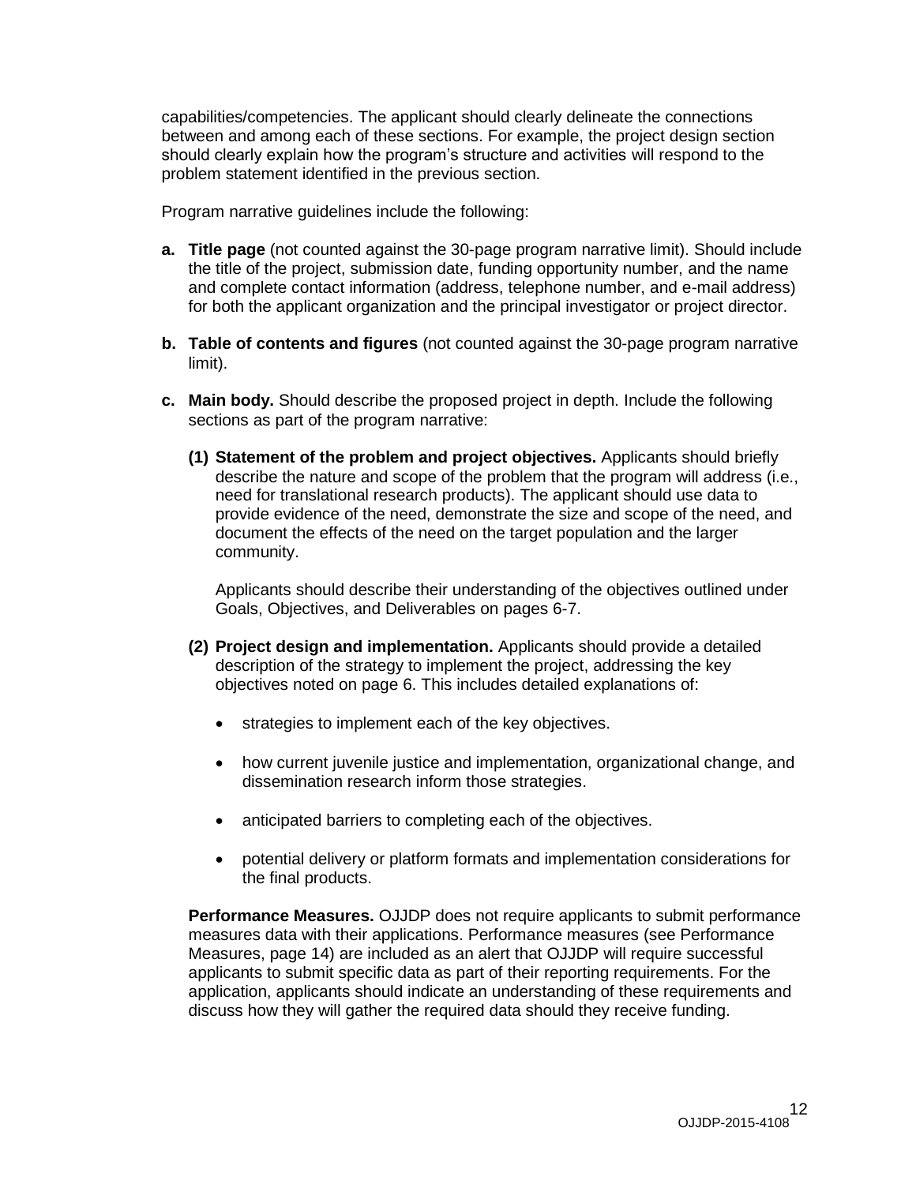capabilities/competencies. The applicant should clearly delineate the connections between and among each of these sections. For example, the project design section should clearly explain how the program's structure and activities will respond to the problem statement identified in the previous section.

Program narrative guidelines include the following:

**a. Title page** (not counted against the 30-page program narrative limit). Should include the title of the project, submission date, funding opportunity number, and the name and complete contact information (address, telephone number, and e-mail address) for both the applicant organization and the principal investigator or project director.

**b. Table of contents and figures** (not counted against the 30-page program narrative limit).

**c. Main body.** Should describe the proposed project in depth. Include the following sections as part of the program narrative:

**(1) Statement of the problem and project objectives.** Applicants should briefly describe the nature and scope of the problem that the program will address (i.e., need for translational research products). The applicant should use data to provide evidence of the need, demonstrate the size and scope of the need, and document the effects of the need on the target population and the larger community.

Applicants should describe their understanding of the objectives outlined under Goals, Objectives, and Deliverables on pages 6-7.

**(2) Project design and implementation.** Applicants should provide a detailed description of the strategy to implement the project, addressing the key objectives noted on page 6. This includes detailed explanations of:

- strategies to implement each of the key objectives.
- how current juvenile justice and implementation, organizational change, and dissemination research inform those strategies.
- anticipated barriers to completing each of the objectives.
- potential delivery or platform formats and implementation considerations for the final products.

**Performance Measures.** OJJDP does not require applicants to submit performance measures data with their applications. Performance measures (see Performance Measures, page 14) are included as an alert that OJJDP will require successful applicants to submit specific data as part of their reporting requirements. For the application, applicants should indicate an understanding of these requirements and discuss how they will gather the required data should they receive funding.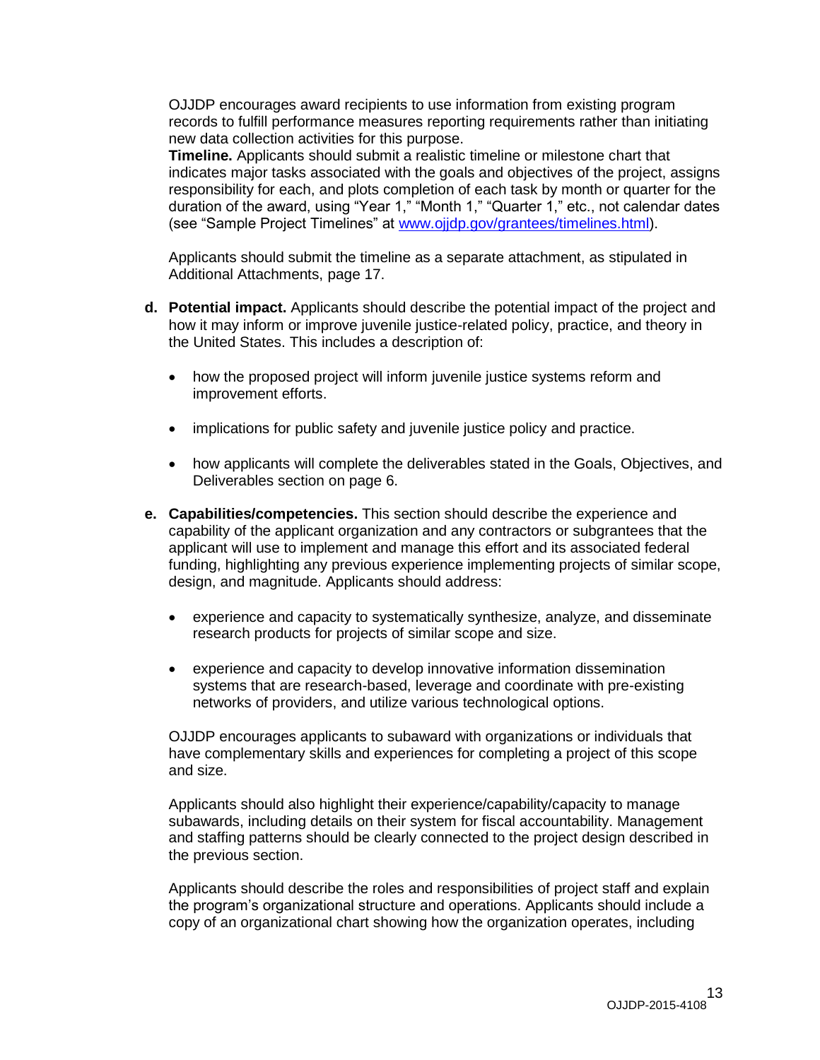OJJDP encourages award recipients to use information from existing program records to fulfill performance measures reporting requirements rather than initiating new data collection activities for this purpose.

**Timeline.** Applicants should submit a realistic timeline or milestone chart that indicates major tasks associated with the goals and objectives of the project, assigns responsibility for each, and plots completion of each task by month or quarter for the duration of the award, using "Year 1," "Month 1," "Quarter 1," etc., not calendar dates (see "Sample Project Timelines" at [www.ojjdp.gov/grantees/timelines.html](www.ojjdp.gov/grantees/timelines.html)).

Applicants should submit the timeline as a separate attachment, as stipulated in Additional Attachments, page 17.

**d. Potential impact.** Applicants should describe the potential impact of the project and how it may inform or improve juvenile justice-related policy, practice, and theory in the United States. This includes a description of:

- how the proposed project will inform juvenile justice systems reform and improvement efforts.
- implications for public safety and juvenile justice policy and practice.
- how applicants will complete the deliverables stated in the Goals, Objectives, and Deliverables section on page 6.

**e. Capabilities/competencies.** This section should describe the experience and capability of the applicant organization and any contractors or subgrantees that the applicant will use to implement and manage this effort and its associated federal funding, highlighting any previous experience implementing projects of similar scope, design, and magnitude. Applicants should address:

- experience and capacity to systematically synthesize, analyze, and disseminate research products for projects of similar scope and size.
- experience and capacity to develop innovative information dissemination systems that are research-based, leverage and coordinate with pre-existing networks of providers, and utilize various technological options.

OJJDP encourages applicants to subaward with organizations or individuals that have complementary skills and experiences for completing a project of this scope and size.

Applicants should also highlight their experience/capability/capacity to manage subawards, including details on their system for fiscal accountability. Management and staffing patterns should be clearly connected to the project design described in the previous section.

Applicants should describe the roles and responsibilities of project staff and explain the program's organizational structure and operations. Applicants should include a copy of an organizational chart showing how the organization operates, including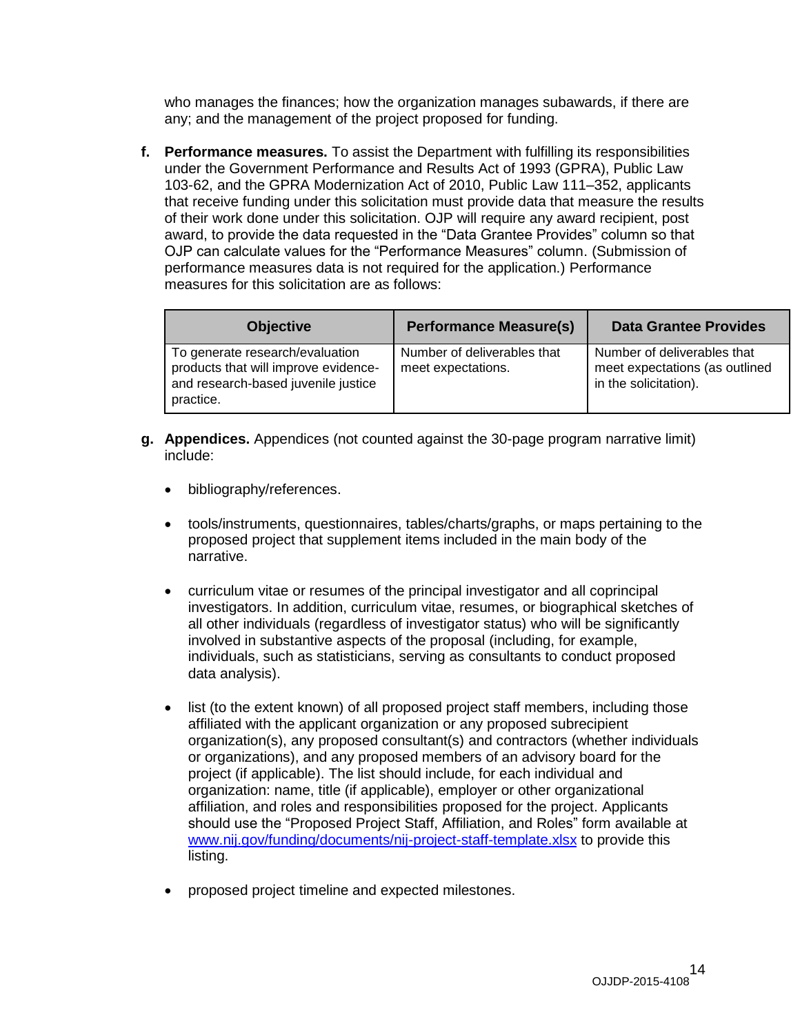who manages the finances; how the organization manages subawards, if there are any; and the management of the project proposed for funding.

**f. Performance measures.** To assist the Department with fulfilling its responsibilities under the Government Performance and Results Act of 1993 (GPRA), Public Law 103-62, and the GPRA Modernization Act of 2010, Public Law 111–352, applicants that receive funding under this solicitation must provide data that measure the results of their work done under this solicitation. OJP will require any award recipient, post award, to provide the data requested in the "Data Grantee Provides" column so that OJP can calculate values for the "Performance Measures" column. (Submission of performance measures data is not required for the application.) Performance measures for this solicitation are as follows:

| Objective | Performance Measure(s) | Data Grantee Provides |
|---|---|---|
| To generate research/evaluation products that will improve evidence- and research-based juvenile justice practice. | Number of deliverables that meet expectations. | Number of deliverables that meet expectations (as outlined in the solicitation). |

**g. Appendices.** Appendices (not counted against the 30-page program narrative limit) include:

- bibliography/references.
- tools/instruments, questionnaires, tables/charts/graphs, or maps pertaining to the proposed project that supplement items included in the main body of the narrative.
- curriculum vitae or resumes of the principal investigator and all coprincipal investigators. In addition, curriculum vitae, resumes, or biographical sketches of all other individuals (regardless of investigator status) who will be significantly involved in substantive aspects of the proposal (including, for example, individuals, such as statisticians, serving as consultants to conduct proposed data analysis).
- list (to the extent known) of all proposed project staff members, including those affiliated with the applicant organization or any proposed subrecipient organization(s), any proposed consultant(s) and contractors (whether individuals or organizations), and any proposed members of an advisory board for the project (if applicable). The list should include, for each individual and organization: name, title (if applicable), employer or other organizational affiliation, and roles and responsibilities proposed for the project. Applicants should use the "Proposed Project Staff, Affiliation, and Roles" form available at [www.nij.gov/funding/documents/nij-project-staff-template.xlsx](www.nij.gov/funding/documents/nij-project-staff-template.xlsx) to provide this listing.
- proposed project timeline and expected milestones.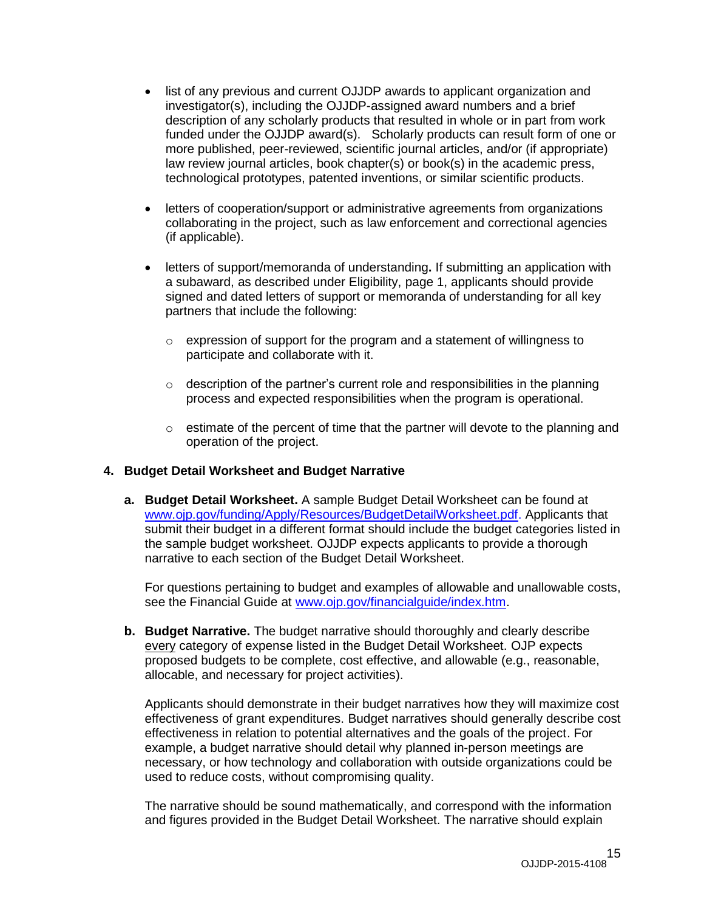- list of any previous and current OJJDP awards to applicant organization and investigator(s), including the OJJDP-assigned award numbers and a brief description of any scholarly products that resulted in whole or in part from work funded under the OJJDP award(s). Scholarly products can result form of one or more published, peer-reviewed, scientific journal articles, and/or (if appropriate) law review journal articles, book chapter(s) or book(s) in the academic press, technological prototypes, patented inventions, or similar scientific products.

- letters of cooperation/support or administrative agreements from organizations collaborating in the project, such as law enforcement and correctional agencies (if applicable).

- letters of support/memoranda of understanding**.** If submitting an application with a subaward, as described under Eligibility, page 1, applicants should provide signed and dated letters of support or memoranda of understanding for all key partners that include the following:

  - expression of support for the program and a statement of willingness to participate and collaborate with it.

  - description of the partner's current role and responsibilities in the planning process and expected responsibilities when the program is operational.

  - estimate of the percent of time that the partner will devote to the planning and operation of the project.

**4. Budget Detail Worksheet and Budget Narrative**

**a. Budget Detail Worksheet.** A sample Budget Detail Worksheet can be found at [www.ojp.gov/funding/Apply/Resources/BudgetDetailWorksheet.pdf](www.ojp.gov/funding/Apply/Resources/BudgetDetailWorksheet.pdf). Applicants that submit their budget in a different format should include the budget categories listed in the sample budget worksheet. OJJDP expects applicants to provide a thorough narrative to each section of the Budget Detail Worksheet.

For questions pertaining to budget and examples of allowable and unallowable costs, see the Financial Guide at [www.ojp.gov/financialguide/index.htm](www.ojp.gov/financialguide/index.htm).

**b. Budget Narrative.** The budget narrative should thoroughly and clearly describe every category of expense listed in the Budget Detail Worksheet. OJP expects proposed budgets to be complete, cost effective, and allowable (e.g., reasonable, allocable, and necessary for project activities).

Applicants should demonstrate in their budget narratives how they will maximize cost effectiveness of grant expenditures. Budget narratives should generally describe cost effectiveness in relation to potential alternatives and the goals of the project. For example, a budget narrative should detail why planned in-person meetings are necessary, or how technology and collaboration with outside organizations could be used to reduce costs, without compromising quality.

The narrative should be sound mathematically, and correspond with the information and figures provided in the Budget Detail Worksheet. The narrative should explain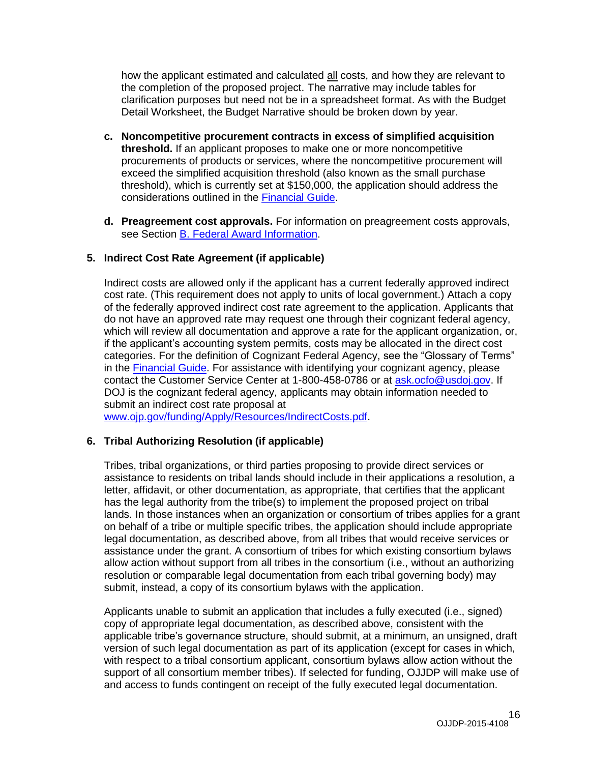how the applicant estimated and calculated all costs, and how they are relevant to the completion of the proposed project. The narrative may include tables for clarification purposes but need not be in a spreadsheet format. As with the Budget Detail Worksheet, the Budget Narrative should be broken down by year.

c. **Noncompetitive procurement contracts in excess of simplified acquisition threshold.** If an applicant proposes to make one or more noncompetitive procurements of products or services, where the noncompetitive procurement will exceed the simplified acquisition threshold (also known as the small purchase threshold), which is currently set at $150,000, the application should address the considerations outlined in the [Financial Guide](#).

d. **Preagreement cost approvals.** For information on preagreement costs approvals, see Section [B. Federal Award Information](#).

### 5. Indirect Cost Rate Agreement (if applicable)

Indirect costs are allowed only if the applicant has a current federally approved indirect cost rate. (This requirement does not apply to units of local government.) Attach a copy of the federally approved indirect cost rate agreement to the application. Applicants that do not have an approved rate may request one through their cognizant federal agency, which will review all documentation and approve a rate for the applicant organization, or, if the applicant's accounting system permits, costs may be allocated in the direct cost categories. For the definition of Cognizant Federal Agency, see the "Glossary of Terms" in the [Financial Guide](#). For assistance with identifying your cognizant agency, please contact the Customer Service Center at 1-800-458-0786 or at [ask.ocfo@usdoj.gov](mailto:ask.ocfo@usdoj.gov). If DOJ is the cognizant federal agency, applicants may obtain information needed to submit an indirect cost rate proposal at [www.ojp.gov/funding/Apply/Resources/IndirectCosts.pdf](http://www.ojp.gov/funding/Apply/Resources/IndirectCosts.pdf).

### 6. Tribal Authorizing Resolution (if applicable)

Tribes, tribal organizations, or third parties proposing to provide direct services or assistance to residents on tribal lands should include in their applications a resolution, a letter, affidavit, or other documentation, as appropriate, that certifies that the applicant has the legal authority from the tribe(s) to implement the proposed project on tribal lands. In those instances when an organization or consortium of tribes applies for a grant on behalf of a tribe or multiple specific tribes, the application should include appropriate legal documentation, as described above, from all tribes that would receive services or assistance under the grant. A consortium of tribes for which existing consortium bylaws allow action without support from all tribes in the consortium (i.e., without an authorizing resolution or comparable legal documentation from each tribal governing body) may submit, instead, a copy of its consortium bylaws with the application.

Applicants unable to submit an application that includes a fully executed (i.e., signed) copy of appropriate legal documentation, as described above, consistent with the applicable tribe's governance structure, should submit, at a minimum, an unsigned, draft version of such legal documentation as part of its application (except for cases in which, with respect to a tribal consortium applicant, consortium bylaws allow action without the support of all consortium member tribes). If selected for funding, OJJDP will make use of and access to funds contingent on receipt of the fully executed legal documentation.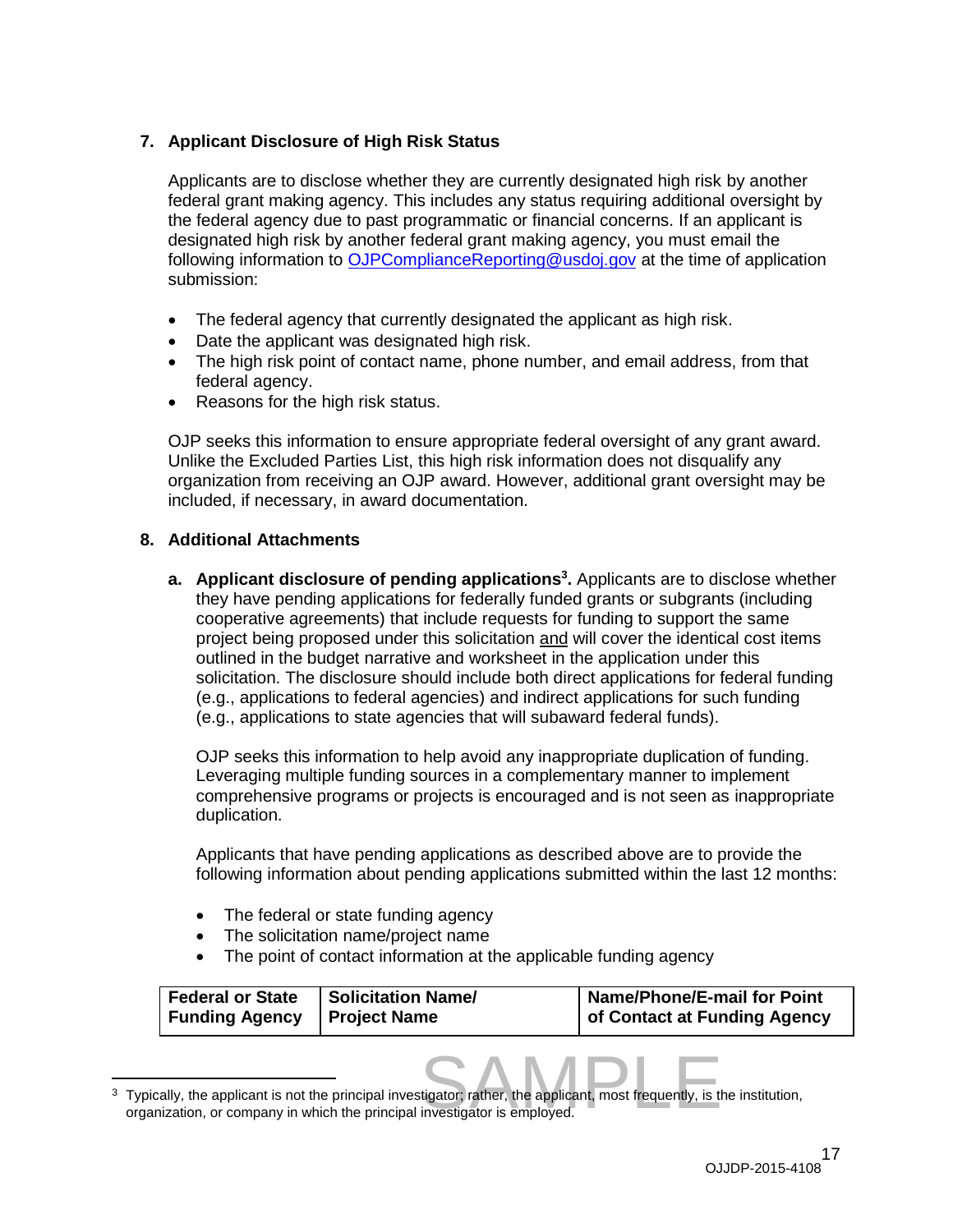**7. Applicant Disclosure of High Risk Status**

Applicants are to disclose whether they are currently designated high risk by another federal grant making agency. This includes any status requiring additional oversight by the federal agency due to past programmatic or financial concerns. If an applicant is designated high risk by another federal grant making agency, you must email the following information to OJPComplianceReporting@usdoj.gov at the time of application submission:

- The federal agency that currently designated the applicant as high risk.
- Date the applicant was designated high risk.
- The high risk point of contact name, phone number, and email address, from that federal agency.
- Reasons for the high risk status.

OJP seeks this information to ensure appropriate federal oversight of any grant award. Unlike the Excluded Parties List, this high risk information does not disqualify any organization from receiving an OJP award. However, additional grant oversight may be included, if necessary, in award documentation.

**8. Additional Attachments**

**a. Applicant disclosure of pending applications[3].** Applicants are to disclose whether they have pending applications for federally funded grants or subgrants (including cooperative agreements) that include requests for funding to support the same project being proposed under this solicitation and will cover the identical cost items outlined in the budget narrative and worksheet in the application under this solicitation. The disclosure should include both direct applications for federal funding (e.g., applications to federal agencies) and indirect applications for such funding (e.g., applications to state agencies that will subaward federal funds).

OJP seeks this information to help avoid any inappropriate duplication of funding. Leveraging multiple funding sources in a complementary manner to implement comprehensive programs or projects is encouraged and is not seen as inappropriate duplication.

Applicants that have pending applications as described above are to provide the following information about pending applications submitted within the last 12 months:

- The federal or state funding agency
- The solicitation name/project name
- The point of contact information at the applicable funding agency

| Federal or State Funding Agency | Solicitation Name/ Project Name | Name/Phone/E-mail for Point of Contact at Funding Agency |
|---|---|---|

SAMPLE

[3] Typically, the applicant is not the principal investigator; rather, the applicant, most frequently, is the institution, organization, or company in which the principal investigator is employed.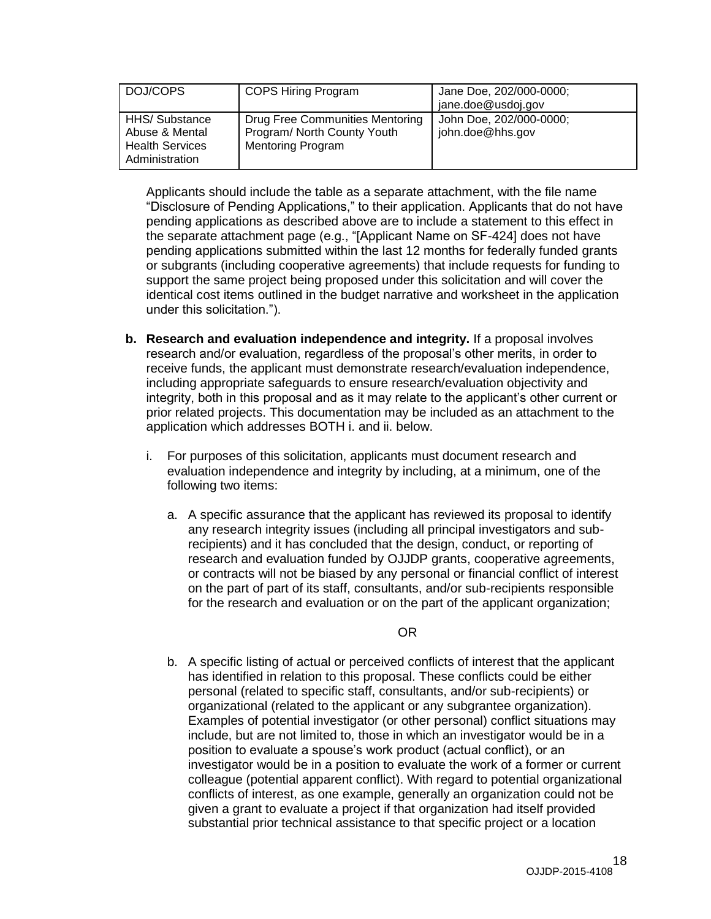| DOJ/COPS | COPS Hiring Program | Jane Doe, 202/000-0000; jane.doe@usdoj.gov |
|---|---|---|
| HHS/ Substance Abuse & Mental Health Services Administration | Drug Free Communities Mentoring Program/ North County Youth Mentoring Program | John Doe, 202/000-0000; john.doe@hhs.gov |

Applicants should include the table as a separate attachment, with the file name "Disclosure of Pending Applications," to their application. Applicants that do not have pending applications as described above are to include a statement to this effect in the separate attachment page (e.g., "[Applicant Name on SF-424] does not have pending applications submitted within the last 12 months for federally funded grants or subgrants (including cooperative agreements) that include requests for funding to support the same project being proposed under this solicitation and will cover the identical cost items outlined in the budget narrative and worksheet in the application under this solicitation.").

**b. Research and evaluation independence and integrity.** If a proposal involves research and/or evaluation, regardless of the proposal's other merits, in order to receive funds, the applicant must demonstrate research/evaluation independence, including appropriate safeguards to ensure research/evaluation objectivity and integrity, both in this proposal and as it may relate to the applicant's other current or prior related projects. This documentation may be included as an attachment to the application which addresses BOTH i. and ii. below.

i. For purposes of this solicitation, applicants must document research and evaluation independence and integrity by including, at a minimum, one of the following two items:

a. A specific assurance that the applicant has reviewed its proposal to identify any research integrity issues (including all principal investigators and sub-recipients) and it has concluded that the design, conduct, or reporting of research and evaluation funded by OJJDP grants, cooperative agreements, or contracts will not be biased by any personal or financial conflict of interest on the part of part of its staff, consultants, and/or sub-recipients responsible for the research and evaluation or on the part of the applicant organization;

OR

b. A specific listing of actual or perceived conflicts of interest that the applicant has identified in relation to this proposal. These conflicts could be either personal (related to specific staff, consultants, and/or sub-recipients) or organizational (related to the applicant or any subgrantee organization). Examples of potential investigator (or other personal) conflict situations may include, but are not limited to, those in which an investigator would be in a position to evaluate a spouse's work product (actual conflict), or an investigator would be in a position to evaluate the work of a former or current colleague (potential apparent conflict). With regard to potential organizational conflicts of interest, as one example, generally an organization could not be given a grant to evaluate a project if that organization had itself provided substantial prior technical assistance to that specific project or a location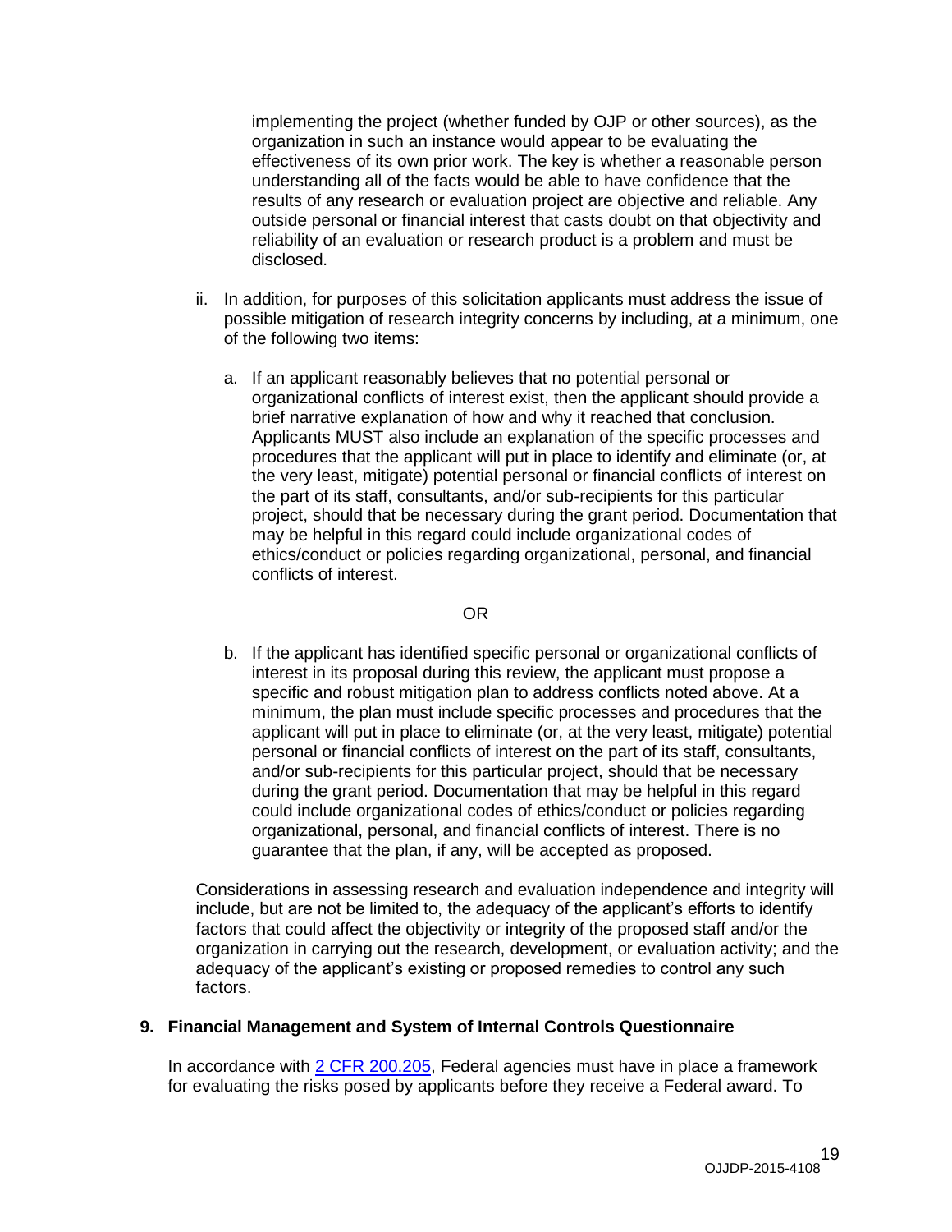implementing the project (whether funded by OJP or other sources), as the organization in such an instance would appear to be evaluating the effectiveness of its own prior work. The key is whether a reasonable person understanding all of the facts would be able to have confidence that the results of any research or evaluation project are objective and reliable. Any outside personal or financial interest that casts doubt on that objectivity and reliability of an evaluation or research product is a problem and must be disclosed.

ii. In addition, for purposes of this solicitation applicants must address the issue of possible mitigation of research integrity concerns by including, at a minimum, one of the following two items:

   a. If an applicant reasonably believes that no potential personal or organizational conflicts of interest exist, then the applicant should provide a brief narrative explanation of how and why it reached that conclusion. Applicants MUST also include an explanation of the specific processes and procedures that the applicant will put in place to identify and eliminate (or, at the very least, mitigate) potential personal or financial conflicts of interest on the part of its staff, consultants, and/or sub-recipients for this particular project, should that be necessary during the grant period. Documentation that may be helpful in this regard could include organizational codes of ethics/conduct or policies regarding organizational, personal, and financial conflicts of interest.

   OR

   b. If the applicant has identified specific personal or organizational conflicts of interest in its proposal during this review, the applicant must propose a specific and robust mitigation plan to address conflicts noted above. At a minimum, the plan must include specific processes and procedures that the applicant will put in place to eliminate (or, at the very least, mitigate) potential personal or financial conflicts of interest on the part of its staff, consultants, and/or sub-recipients for this particular project, should that be necessary during the grant period. Documentation that may be helpful in this regard could include organizational codes of ethics/conduct or policies regarding organizational, personal, and financial conflicts of interest. There is no guarantee that the plan, if any, will be accepted as proposed.

Considerations in assessing research and evaluation independence and integrity will include, but are not be limited to, the adequacy of the applicant's efforts to identify factors that could affect the objectivity or integrity of the proposed staff and/or the organization in carrying out the research, development, or evaluation activity; and the adequacy of the applicant's existing or proposed remedies to control any such factors.

**9. Financial Management and System of Internal Controls Questionnaire**

In accordance with 2 CFR 200.205, Federal agencies must have in place a framework for evaluating the risks posed by applicants before they receive a Federal award. To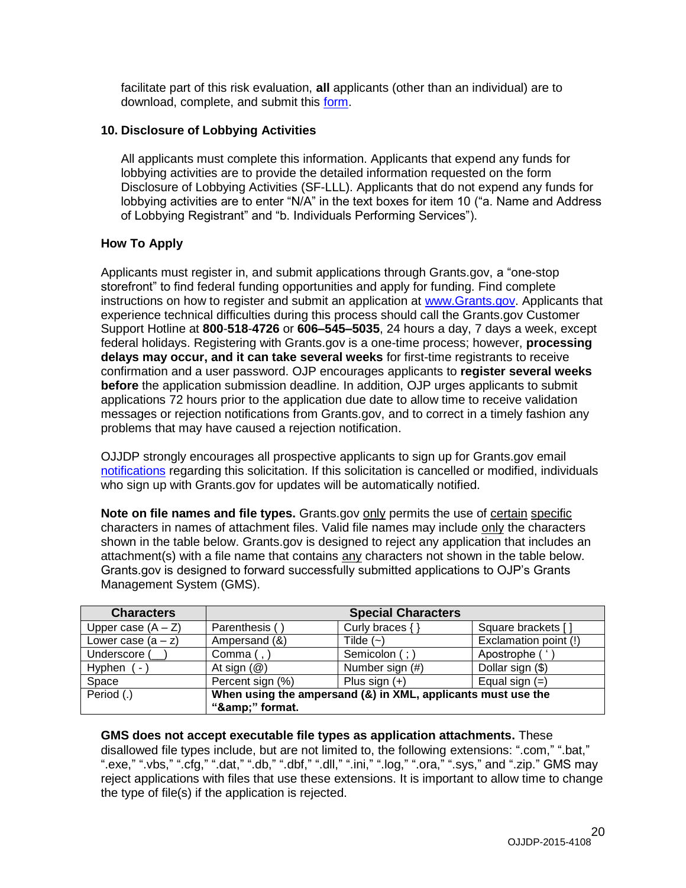facilitate part of this risk evaluation, **all** applicants (other than an individual) are to download, complete, and submit this form.

**10. Disclosure of Lobbying Activities**

All applicants must complete this information. Applicants that expend any funds for lobbying activities are to provide the detailed information requested on the form Disclosure of Lobbying Activities (SF-LLL). Applicants that do not expend any funds for lobbying activities are to enter "N/A" in the text boxes for item 10 ("a. Name and Address of Lobbying Registrant" and "b. Individuals Performing Services").

**How To Apply**

Applicants must register in, and submit applications through Grants.gov, a "one-stop storefront" to find federal funding opportunities and apply for funding. Find complete instructions on how to register and submit an application at www.Grants.gov. Applicants that experience technical difficulties during this process should call the Grants.gov Customer Support Hotline at **800**-**518**-**4726** or **606–545–5035**, 24 hours a day, 7 days a week, except federal holidays. Registering with Grants.gov is a one-time process; however, **processing delays may occur, and it can take several weeks** for first-time registrants to receive confirmation and a user password. OJP encourages applicants to **register several weeks before** the application submission deadline. In addition, OJP urges applicants to submit applications 72 hours prior to the application due date to allow time to receive validation messages or rejection notifications from Grants.gov, and to correct in a timely fashion any problems that may have caused a rejection notification.

OJJDP strongly encourages all prospective applicants to sign up for Grants.gov email notifications regarding this solicitation. If this solicitation is cancelled or modified, individuals who sign up with Grants.gov for updates will be automatically notified.

**Note on file names and file types.** Grants.gov only permits the use of certain specific characters in names of attachment files. Valid file names may include only the characters shown in the table below. Grants.gov is designed to reject any application that includes an attachment(s) with a file name that contains any characters not shown in the table below. Grants.gov is designed to forward successfully submitted applications to OJP's Grants Management System (GMS).

| Characters | Special Characters | | |
|---|---|---|---|
| Upper case (A – Z) | Parenthesis ( ) | Curly braces { } | Square brackets [ ] |
| Lower case (a – z) | Ampersand (&) | Tilde (~) | Exclamation point (!) |
| Underscore (__) | Comma ( , ) | Semicolon ( ; ) | Apostrophe ( ' ) |
| Hyphen ( - ) | At sign (@) | Number sign (#) | Dollar sign ($) |
| Space | Percent sign (%) | Plus sign (+) | Equal sign (=) |
| Period (.) | **When using the ampersand (&) in XML, applicants must use the "&amp;amp;" format.** | | |

**GMS does not accept executable file types as application attachments.** These disallowed file types include, but are not limited to, the following extensions: ".com," ".bat," ".exe," ".vbs," ".cfg," ".dat," ".db," ".dbf," ".dll," ".ini," ".log," ".ora," ".sys," and ".zip." GMS may reject applications with files that use these extensions. It is important to allow time to change the type of file(s) if the application is rejected.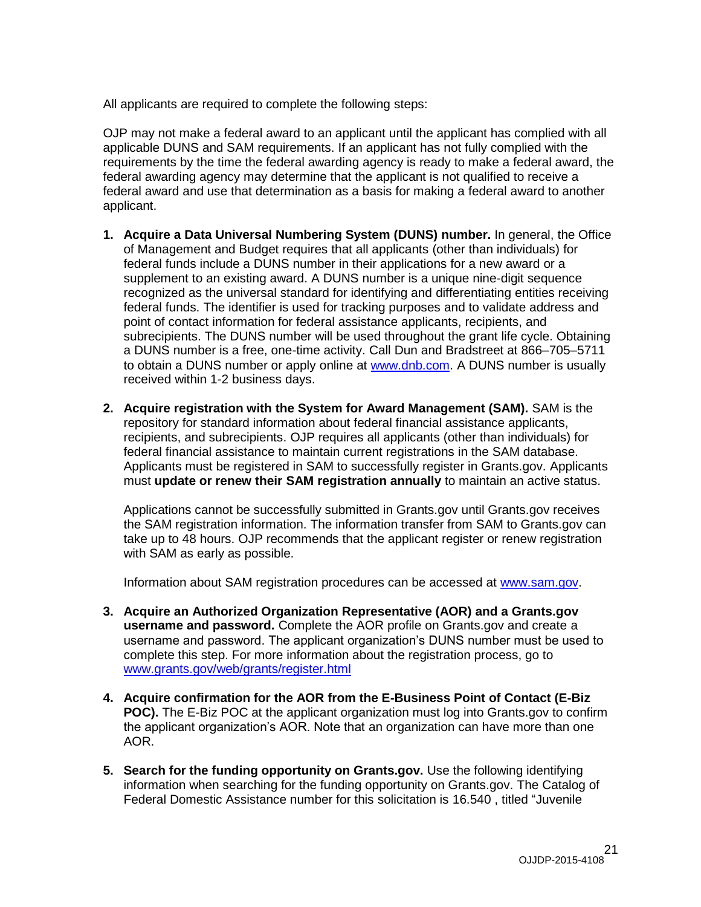All applicants are required to complete the following steps:

OJP may not make a federal award to an applicant until the applicant has complied with all applicable DUNS and SAM requirements. If an applicant has not fully complied with the requirements by the time the federal awarding agency is ready to make a federal award, the federal awarding agency may determine that the applicant is not qualified to receive a federal award and use that determination as a basis for making a federal award to another applicant.

1. **Acquire a Data Universal Numbering System (DUNS) number.** In general, the Office of Management and Budget requires that all applicants (other than individuals) for federal funds include a DUNS number in their applications for a new award or a supplement to an existing award. A DUNS number is a unique nine-digit sequence recognized as the universal standard for identifying and differentiating entities receiving federal funds. The identifier is used for tracking purposes and to validate address and point of contact information for federal assistance applicants, recipients, and subrecipients. The DUNS number will be used throughout the grant life cycle. Obtaining a DUNS number is a free, one-time activity. Call Dun and Bradstreet at 866–705–5711 to obtain a DUNS number or apply online at [www.dnb.com](www.dnb.com). A DUNS number is usually received within 1-2 business days.

2. **Acquire registration with the System for Award Management (SAM).** SAM is the repository for standard information about federal financial assistance applicants, recipients, and subrecipients. OJP requires all applicants (other than individuals) for federal financial assistance to maintain current registrations in the SAM database. Applicants must be registered in SAM to successfully register in Grants.gov. Applicants must **update or renew their SAM registration annually** to maintain an active status.

   Applications cannot be successfully submitted in Grants.gov until Grants.gov receives the SAM registration information. The information transfer from SAM to Grants.gov can take up to 48 hours. OJP recommends that the applicant register or renew registration with SAM as early as possible.

   Information about SAM registration procedures can be accessed at [www.sam.gov](www.sam.gov).

3. **Acquire an Authorized Organization Representative (AOR) and a Grants.gov username and password.** Complete the AOR profile on Grants.gov and create a username and password. The applicant organization's DUNS number must be used to complete this step. For more information about the registration process, go to [www.grants.gov/web/grants/register.html](www.grants.gov/web/grants/register.html)

4. **Acquire confirmation for the AOR from the E-Business Point of Contact (E-Biz POC).** The E-Biz POC at the applicant organization must log into Grants.gov to confirm the applicant organization's AOR. Note that an organization can have more than one AOR.

5. **Search for the funding opportunity on Grants.gov.** Use the following identifying information when searching for the funding opportunity on Grants.gov. The Catalog of Federal Domestic Assistance number for this solicitation is 16.540 , titled "Juvenile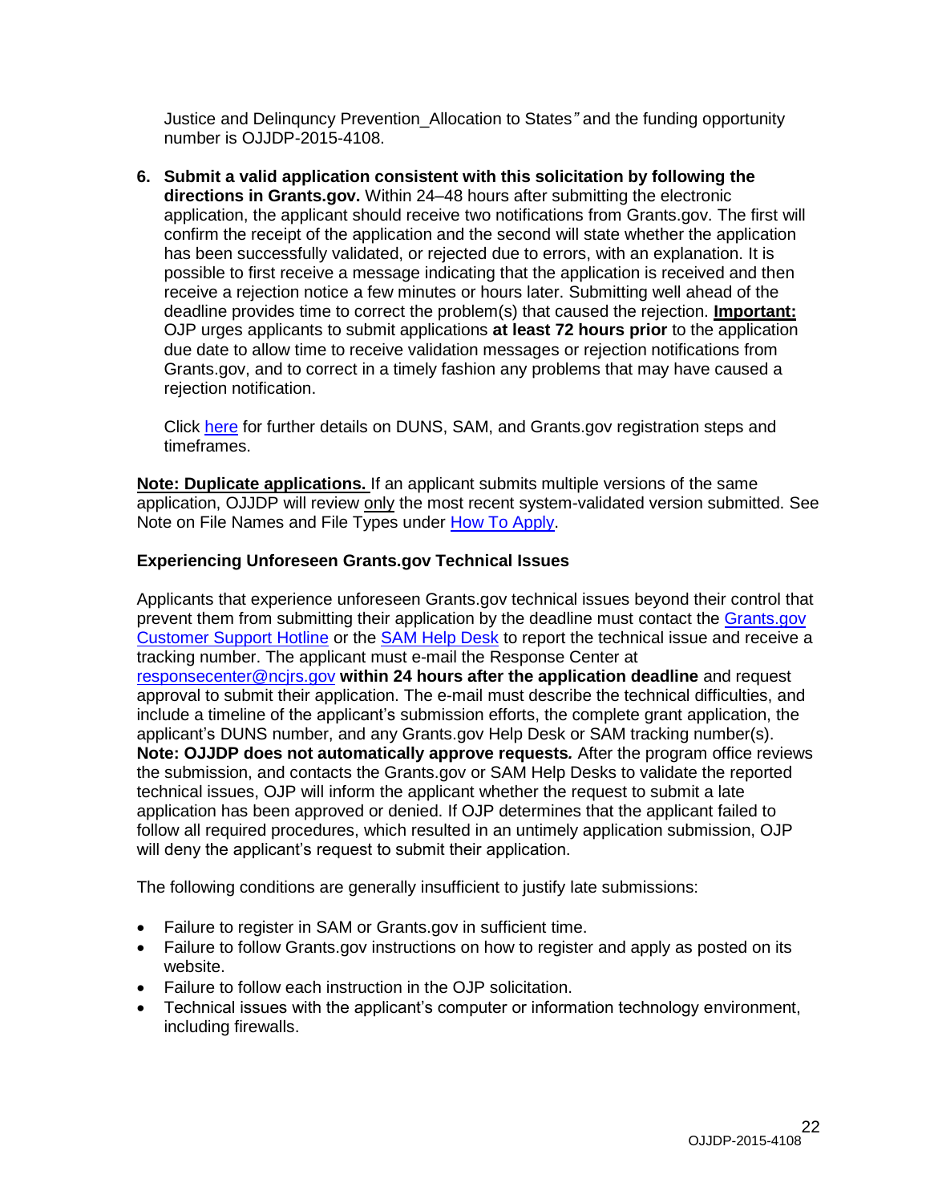Justice and Delinqunсy Prevention_Allocation to States*"* and the funding opportunity number is OJJDP-2015-4108.

6. **Submit a valid application consistent with this solicitation by following the directions in Grants.gov.** Within 24–48 hours after submitting the electronic application, the applicant should receive two notifications from Grants.gov. The first will confirm the receipt of the application and the second will state whether the application has been successfully validated, or rejected due to errors, with an explanation. It is possible to first receive a message indicating that the application is received and then receive a rejection notice a few minutes or hours later. Submitting well ahead of the deadline provides time to correct the problem(s) that caused the rejection. **Important:** OJP urges applicants to submit applications **at least 72 hours prior** to the application due date to allow time to receive validation messages or rejection notifications from Grants.gov, and to correct in a timely fashion any problems that may have caused a rejection notification.

   Click here for further details on DUNS, SAM, and Grants.gov registration steps and timeframes.

**Note: Duplicate applications.** If an applicant submits multiple versions of the same application, OJJDP will review only the most recent system-validated version submitted. See Note on File Names and File Types under How To Apply.

**Experiencing Unforeseen Grants.gov Technical Issues**

Applicants that experience unforeseen Grants.gov technical issues beyond their control that prevent them from submitting their application by the deadline must contact the Grants.gov Customer Support Hotline or the SAM Help Desk to report the technical issue and receive a tracking number. The applicant must e-mail the Response Center at responsecenter@ncjrs.gov **within 24 hours after the application deadline** and request approval to submit their application. The e-mail must describe the technical difficulties, and include a timeline of the applicant's submission efforts, the complete grant application, the applicant's DUNS number, and any Grants.gov Help Desk or SAM tracking number(s). **Note: OJJDP does not automatically approve requests***.* After the program office reviews the submission, and contacts the Grants.gov or SAM Help Desks to validate the reported technical issues, OJP will inform the applicant whether the request to submit a late application has been approved or denied. If OJP determines that the applicant failed to follow all required procedures, which resulted in an untimely application submission, OJP will deny the applicant's request to submit their application.

The following conditions are generally insufficient to justify late submissions:

- Failure to register in SAM or Grants.gov in sufficient time.
- Failure to follow Grants.gov instructions on how to register and apply as posted on its website.
- Failure to follow each instruction in the OJP solicitation.
- Technical issues with the applicant's computer or information technology environment, including firewalls.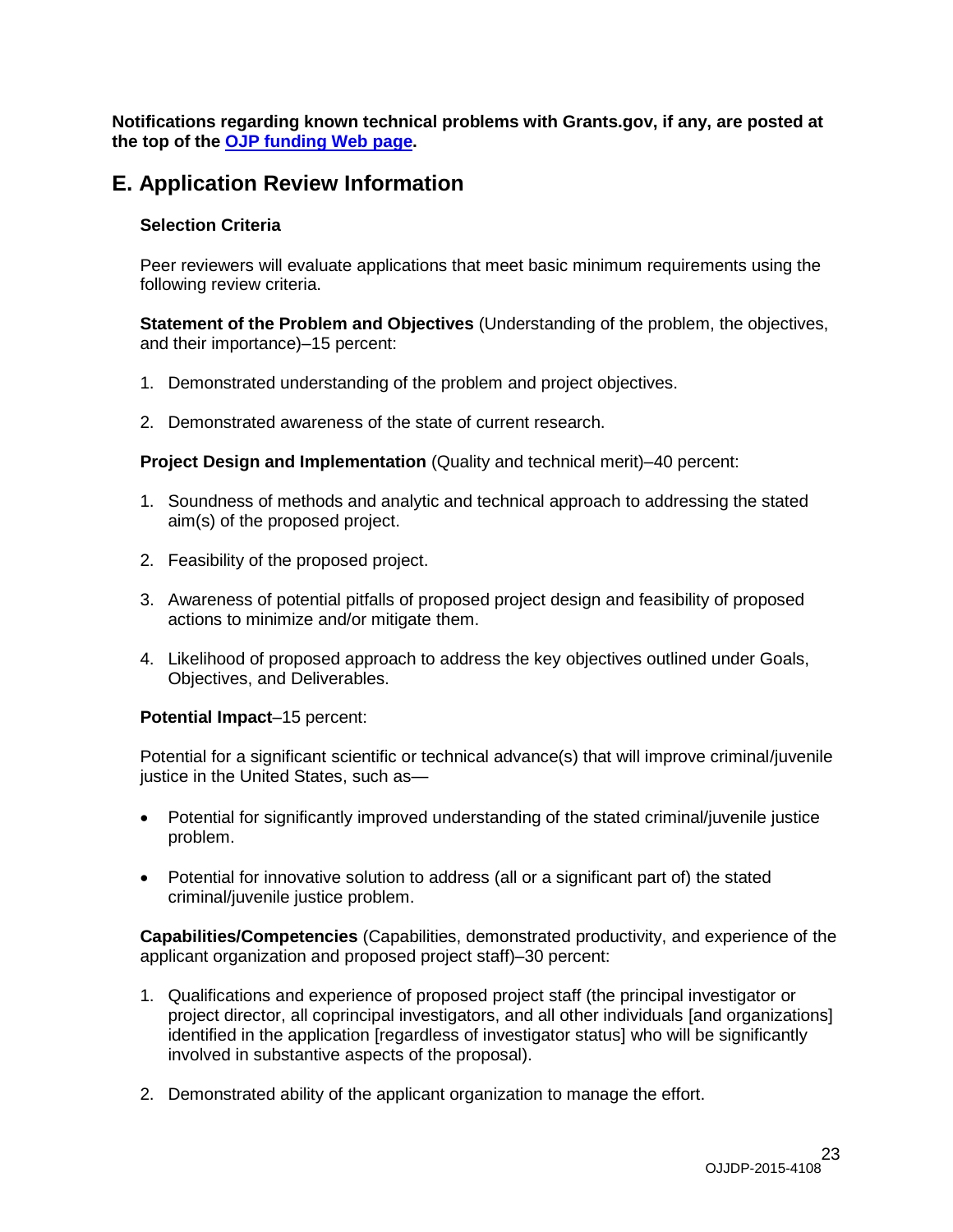**Notifications regarding known technical problems with Grants.gov, if any, are posted at the top of the [OJP funding Web page](#).**

## E. Application Review Information

### Selection Criteria

Peer reviewers will evaluate applications that meet basic minimum requirements using the following review criteria.

**Statement of the Problem and Objectives** (Understanding of the problem, the objectives, and their importance)–15 percent:

1. Demonstrated understanding of the problem and project objectives.
2. Demonstrated awareness of the state of current research.

**Project Design and Implementation** (Quality and technical merit)–40 percent:

1. Soundness of methods and analytic and technical approach to addressing the stated aim(s) of the proposed project.
2. Feasibility of the proposed project.
3. Awareness of potential pitfalls of proposed project design and feasibility of proposed actions to minimize and/or mitigate them.
4. Likelihood of proposed approach to address the key objectives outlined under Goals, Objectives, and Deliverables.

**Potential Impact**–15 percent:

Potential for a significant scientific or technical advance(s) that will improve criminal/juvenile justice in the United States, such as—

- Potential for significantly improved understanding of the stated criminal/juvenile justice problem.
- Potential for innovative solution to address (all or a significant part of) the stated criminal/juvenile justice problem.

**Capabilities/Competencies** (Capabilities, demonstrated productivity, and experience of the applicant organization and proposed project staff)–30 percent:

1. Qualifications and experience of proposed project staff (the principal investigator or project director, all coprincipal investigators, and all other individuals [and organizations] identified in the application [regardless of investigator status] who will be significantly involved in substantive aspects of the proposal).
2. Demonstrated ability of the applicant organization to manage the effort.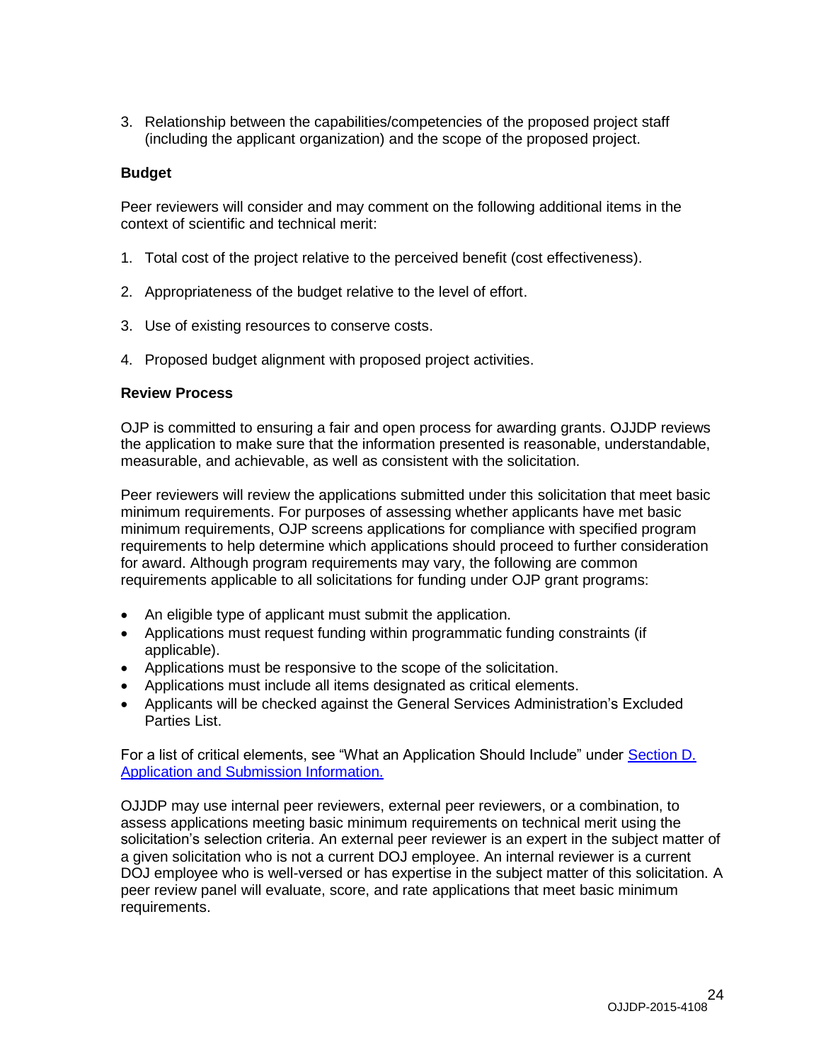3. Relationship between the capabilities/competencies of the proposed project staff (including the applicant organization) and the scope of the proposed project.

**Budget**

Peer reviewers will consider and may comment on the following additional items in the context of scientific and technical merit:

1. Total cost of the project relative to the perceived benefit (cost effectiveness).

2. Appropriateness of the budget relative to the level of effort.

3. Use of existing resources to conserve costs.

4. Proposed budget alignment with proposed project activities.

**Review Process**

OJP is committed to ensuring a fair and open process for awarding grants. OJJDP reviews the application to make sure that the information presented is reasonable, understandable, measurable, and achievable, as well as consistent with the solicitation.

Peer reviewers will review the applications submitted under this solicitation that meet basic minimum requirements. For purposes of assessing whether applicants have met basic minimum requirements, OJP screens applications for compliance with specified program requirements to help determine which applications should proceed to further consideration for award. Although program requirements may vary, the following are common requirements applicable to all solicitations for funding under OJP grant programs:

- An eligible type of applicant must submit the application.
- Applications must request funding within programmatic funding constraints (if applicable).
- Applications must be responsive to the scope of the solicitation.
- Applications must include all items designated as critical elements.
- Applicants will be checked against the General Services Administration's Excluded Parties List.

For a list of critical elements, see "What an Application Should Include" under Section D. Application and Submission Information.

OJJDP may use internal peer reviewers, external peer reviewers, or a combination, to assess applications meeting basic minimum requirements on technical merit using the solicitation's selection criteria. An external peer reviewer is an expert in the subject matter of a given solicitation who is not a current DOJ employee. An internal reviewer is a current DOJ employee who is well-versed or has expertise in the subject matter of this solicitation. A peer review panel will evaluate, score, and rate applications that meet basic minimum requirements.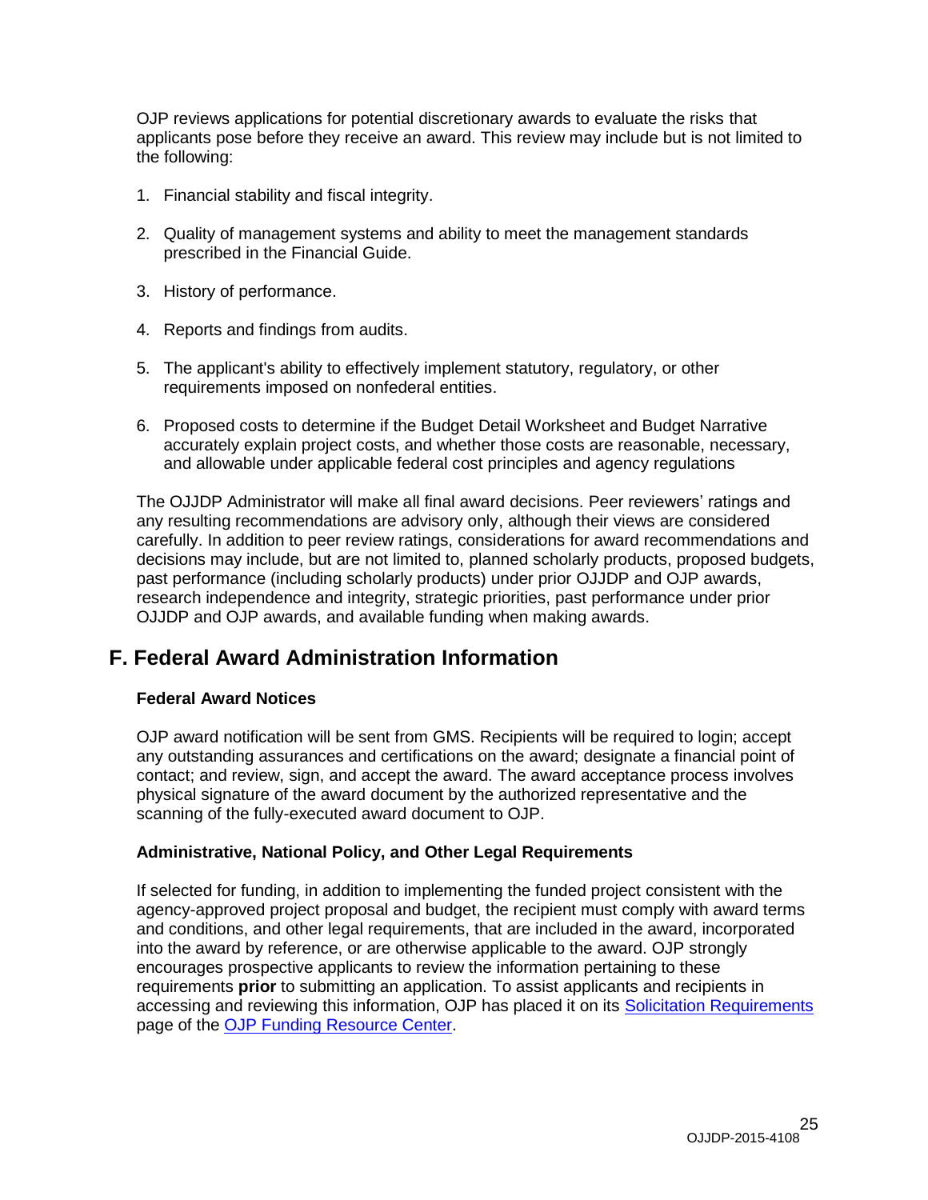OJP reviews applications for potential discretionary awards to evaluate the risks that applicants pose before they receive an award. This review may include but is not limited to the following:

1. Financial stability and fiscal integrity.

2. Quality of management systems and ability to meet the management standards prescribed in the Financial Guide.

3. History of performance.

4. Reports and findings from audits.

5. The applicant's ability to effectively implement statutory, regulatory, or other requirements imposed on nonfederal entities.

6. Proposed costs to determine if the Budget Detail Worksheet and Budget Narrative accurately explain project costs, and whether those costs are reasonable, necessary, and allowable under applicable federal cost principles and agency regulations

The OJJDP Administrator will make all final award decisions. Peer reviewers' ratings and any resulting recommendations are advisory only, although their views are considered carefully. In addition to peer review ratings, considerations for award recommendations and decisions may include, but are not limited to, planned scholarly products, proposed budgets, past performance (including scholarly products) under prior OJJDP and OJP awards, research independence and integrity, strategic priorities, past performance under prior OJJDP and OJP awards, and available funding when making awards.

## F. Federal Award Administration Information

### Federal Award Notices

OJP award notification will be sent from GMS. Recipients will be required to login; accept any outstanding assurances and certifications on the award; designate a financial point of contact; and review, sign, and accept the award. The award acceptance process involves physical signature of the award document by the authorized representative and the scanning of the fully-executed award document to OJP.

### Administrative, National Policy, and Other Legal Requirements

If selected for funding, in addition to implementing the funded project consistent with the agency-approved project proposal and budget, the recipient must comply with award terms and conditions, and other legal requirements, that are included in the award, incorporated into the award by reference, or are otherwise applicable to the award. OJP strongly encourages prospective applicants to review the information pertaining to these requirements **prior** to submitting an application. To assist applicants and recipients in accessing and reviewing this information, OJP has placed it on its Solicitation Requirements page of the OJP Funding Resource Center.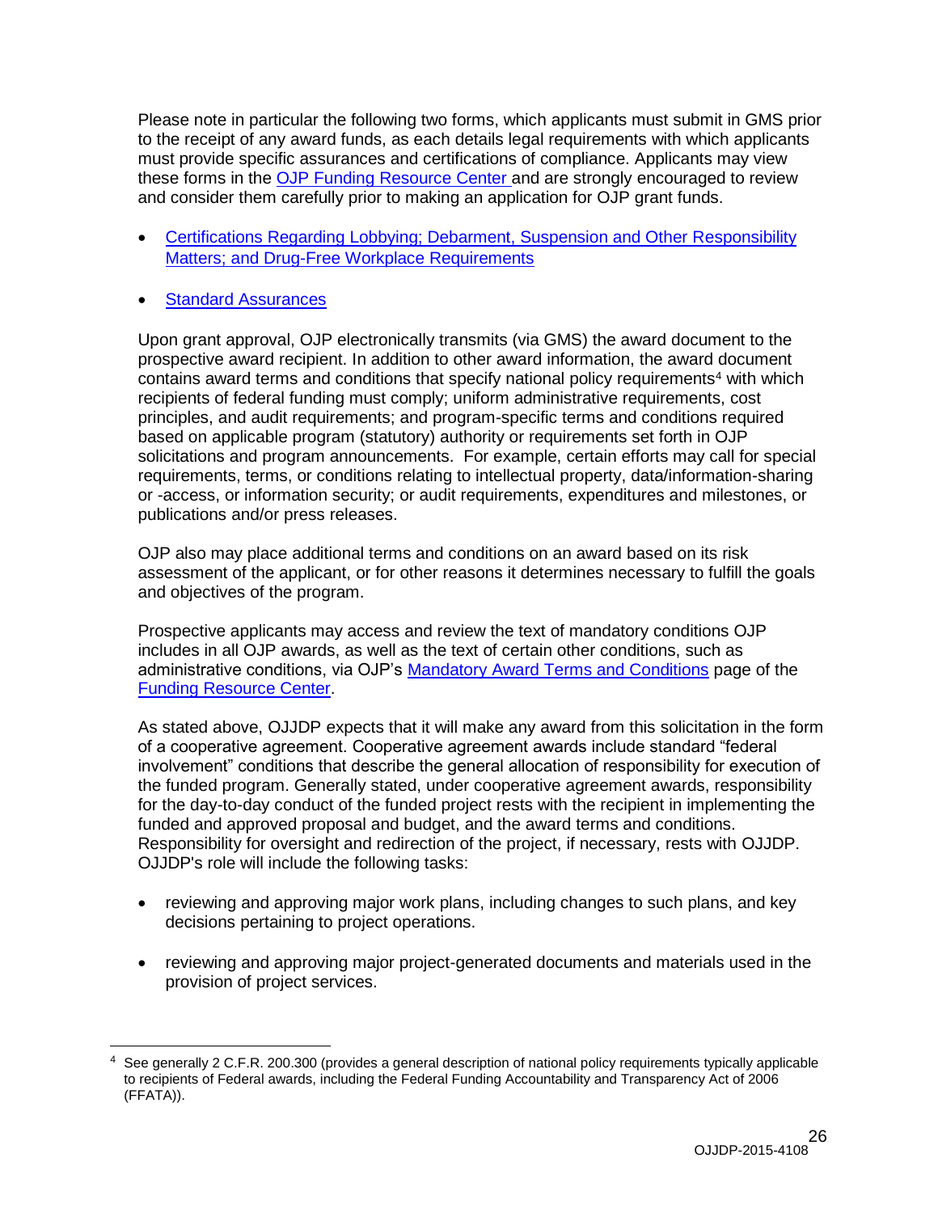Please note in particular the following two forms, which applicants must submit in GMS prior to the receipt of any award funds, as each details legal requirements with which applicants must provide specific assurances and certifications of compliance. Applicants may view these forms in the OJP Funding Resource Center and are strongly encouraged to review and consider them carefully prior to making an application for OJP grant funds.

- Certifications Regarding Lobbying; Debarment, Suspension and Other Responsibility Matters; and Drug-Free Workplace Requirements
- Standard Assurances

Upon grant approval, OJP electronically transmits (via GMS) the award document to the prospective award recipient. In addition to other award information, the award document contains award terms and conditions that specify national policy requirements[4] with which recipients of federal funding must comply; uniform administrative requirements, cost principles, and audit requirements; and program-specific terms and conditions required based on applicable program (statutory) authority or requirements set forth in OJP solicitations and program announcements. For example, certain efforts may call for special requirements, terms, or conditions relating to intellectual property, data/information-sharing or -access, or information security; or audit requirements, expenditures and milestones, or publications and/or press releases.

OJP also may place additional terms and conditions on an award based on its risk assessment of the applicant, or for other reasons it determines necessary to fulfill the goals and objectives of the program.

Prospective applicants may access and review the text of mandatory conditions OJP includes in all OJP awards, as well as the text of certain other conditions, such as administrative conditions, via OJP's Mandatory Award Terms and Conditions page of the Funding Resource Center.

As stated above, OJJDP expects that it will make any award from this solicitation in the form of a cooperative agreement. Cooperative agreement awards include standard "federal involvement" conditions that describe the general allocation of responsibility for execution of the funded program. Generally stated, under cooperative agreement awards, responsibility for the day-to-day conduct of the funded project rests with the recipient in implementing the funded and approved proposal and budget, and the award terms and conditions. Responsibility for oversight and redirection of the project, if necessary, rests with OJJDP. OJJDP's role will include the following tasks:

- reviewing and approving major work plans, including changes to such plans, and key decisions pertaining to project operations.
- reviewing and approving major project-generated documents and materials used in the provision of project services.

[4] See generally 2 C.F.R. 200.300 (provides a general description of national policy requirements typically applicable to recipients of Federal awards, including the Federal Funding Accountability and Transparency Act of 2006 (FFATA)).

OJJDP-2015-4108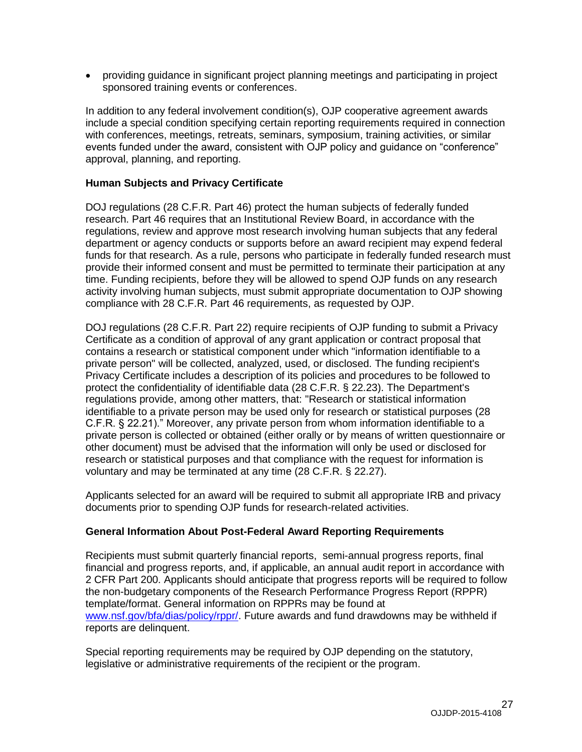- providing guidance in significant project planning meetings and participating in project sponsored training events or conferences.

In addition to any federal involvement condition(s), OJP cooperative agreement awards include a special condition specifying certain reporting requirements required in connection with conferences, meetings, retreats, seminars, symposium, training activities, or similar events funded under the award, consistent with OJP policy and guidance on "conference" approval, planning, and reporting.

**Human Subjects and Privacy Certificate**

DOJ regulations (28 C.F.R. Part 46) protect the human subjects of federally funded research. Part 46 requires that an Institutional Review Board, in accordance with the regulations, review and approve most research involving human subjects that any federal department or agency conducts or supports before an award recipient may expend federal funds for that research. As a rule, persons who participate in federally funded research must provide their informed consent and must be permitted to terminate their participation at any time. Funding recipients, before they will be allowed to spend OJP funds on any research activity involving human subjects, must submit appropriate documentation to OJP showing compliance with 28 C.F.R. Part 46 requirements, as requested by OJP.

DOJ regulations (28 C.F.R. Part 22) require recipients of OJP funding to submit a Privacy Certificate as a condition of approval of any grant application or contract proposal that contains a research or statistical component under which "information identifiable to a private person" will be collected, analyzed, used, or disclosed. The funding recipient's Privacy Certificate includes a description of its policies and procedures to be followed to protect the confidentiality of identifiable data (28 C.F.R. § 22.23). The Department's regulations provide, among other matters, that: "Research or statistical information identifiable to a private person may be used only for research or statistical purposes (28 C.F.R. § 22.21)." Moreover, any private person from whom information identifiable to a private person is collected or obtained (either orally or by means of written questionnaire or other document) must be advised that the information will only be used or disclosed for research or statistical purposes and that compliance with the request for information is voluntary and may be terminated at any time (28 C.F.R. § 22.27).

Applicants selected for an award will be required to submit all appropriate IRB and privacy documents prior to spending OJP funds for research-related activities.

**General Information About Post-Federal Award Reporting Requirements**

Recipients must submit quarterly financial reports, semi-annual progress reports, final financial and progress reports, and, if applicable, an annual audit report in accordance with 2 CFR Part 200. Applicants should anticipate that progress reports will be required to follow the non-budgetary components of the Research Performance Progress Report (RPPR) template/format. General information on RPPRs may be found at www.nsf.gov/bfa/dias/policy/rppr/. Future awards and fund drawdowns may be withheld if reports are delinquent.

Special reporting requirements may be required by OJP depending on the statutory, legislative or administrative requirements of the recipient or the program.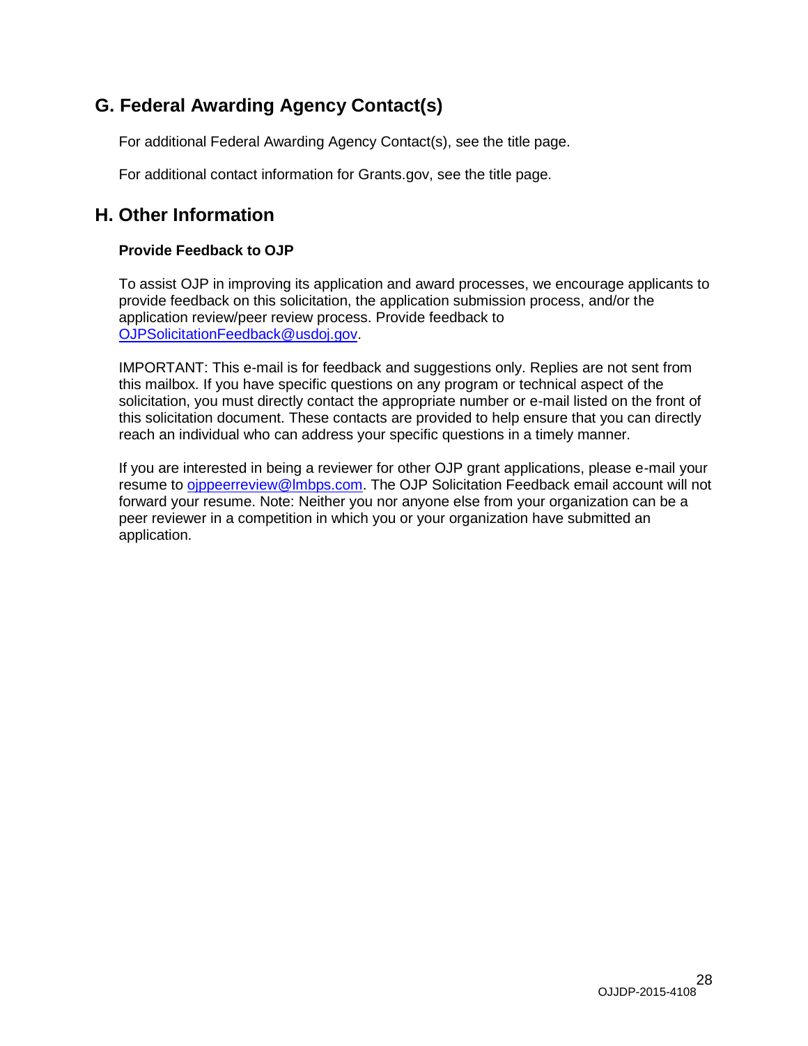## G. Federal Awarding Agency Contact(s)

For additional Federal Awarding Agency Contact(s), see the title page.

For additional contact information for Grants.gov, see the title page.

## H. Other Information

**Provide Feedback to OJP**

To assist OJP in improving its application and award processes, we encourage applicants to provide feedback on this solicitation, the application submission process, and/or the application review/peer review process. Provide feedback to OJPSolicitationFeedback@usdoj.gov.

IMPORTANT: This e-mail is for feedback and suggestions only. Replies are not sent from this mailbox. If you have specific questions on any program or technical aspect of the solicitation, you must directly contact the appropriate number or e-mail listed on the front of this solicitation document. These contacts are provided to help ensure that you can directly reach an individual who can address your specific questions in a timely manner.

If you are interested in being a reviewer for other OJP grant applications, please e-mail your resume to ojppeerreview@lmbps.com. The OJP Solicitation Feedback email account will not forward your resume. Note: Neither you nor anyone else from your organization can be a peer reviewer in a competition in which you or your organization have submitted an application.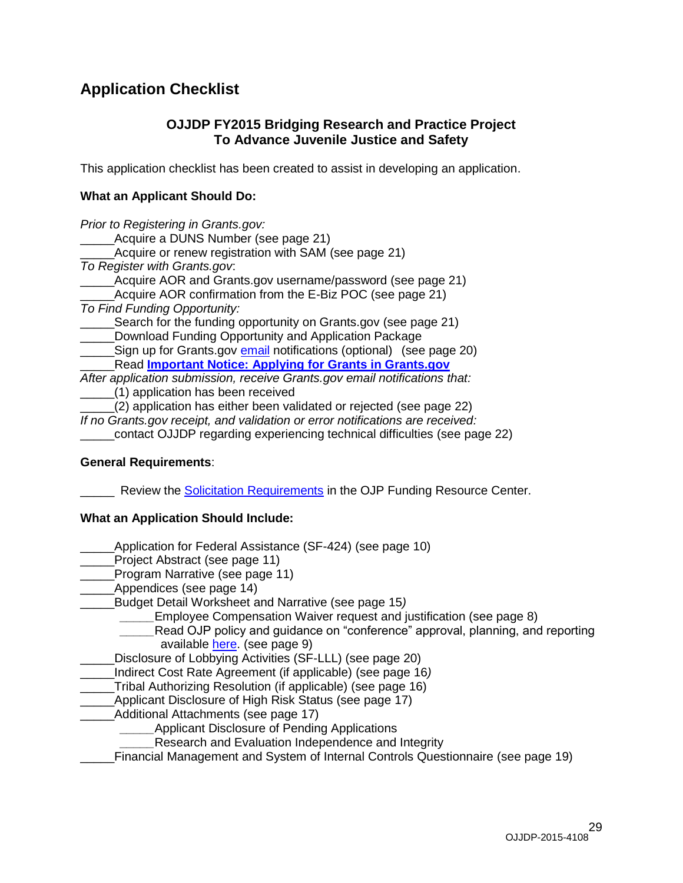# Application Checklist

### OJJDP FY2015 Bridging Research and Practice Project To Advance Juvenile Justice and Safety

This application checklist has been created to assist in developing an application.

**What an Applicant Should Do:**

*Prior to Registering in Grants.gov:*
_____Acquire a DUNS Number (see page 21)
_____Acquire or renew registration with SAM (see page 21)
*To Register with Grants.gov*:
_____Acquire AOR and Grants.gov username/password (see page 21)
_____Acquire AOR confirmation from the E-Biz POC (see page 21)
*To Find Funding Opportunity:*
_____Search for the funding opportunity on Grants.gov (see page 21)
_____Download Funding Opportunity and Application Package
_____Sign up for Grants.gov email notifications (optional) (see page 20)
_____Read **Important Notice: Applying for Grants in Grants.gov**
*After application submission, receive Grants.gov email notifications that:*
_____(1) application has been received
_____(2) application has either been validated or rejected (see page 22)
*If no Grants.gov receipt, and validation or error notifications are received:*
_____contact OJJDP regarding experiencing technical difficulties (see page 22)

**General Requirements**:

_____ Review the Solicitation Requirements in the OJP Funding Resource Center.

**What an Application Should Include:**

_____Application for Federal Assistance (SF-424) (see page 10)
_____Project Abstract (see page 11)
_____Program Narrative (see page 11)
_____Appendices (see page 14)
_____Budget Detail Worksheet and Narrative (see page 15*)*
    _____Employee Compensation Waiver request and justification (see page 8)
    _____Read OJP policy and guidance on "conference" approval, planning, and reporting available here. (see page 9)
_____Disclosure of Lobbying Activities (SF-LLL) (see page 20)
_____Indirect Cost Rate Agreement (if applicable) (see page 16*)*
_____Tribal Authorizing Resolution (if applicable) (see page 16)
_____Applicant Disclosure of High Risk Status (see page 17)
_____Additional Attachments (see page 17)
    _____Applicant Disclosure of Pending Applications
    _____Research and Evaluation Independence and Integrity
_____Financial Management and System of Internal Controls Questionnaire (see page 19)